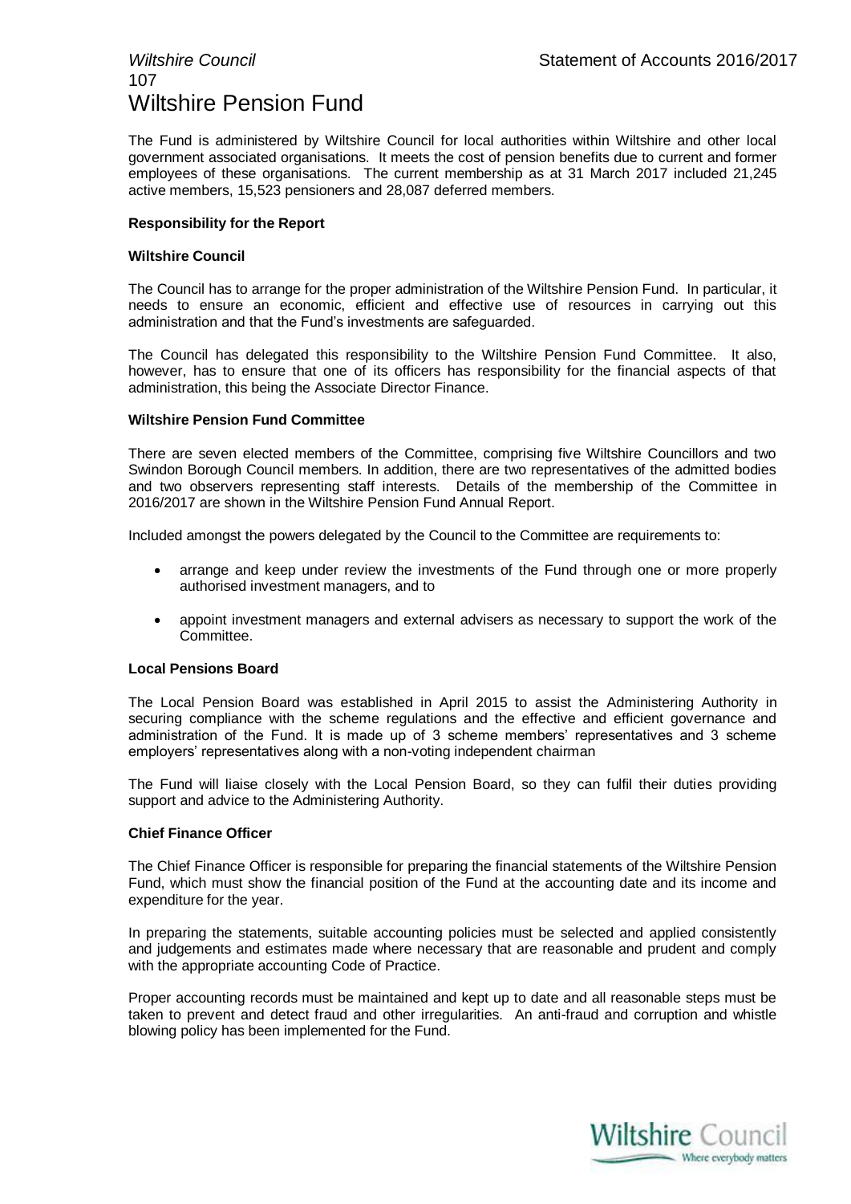# Wiltshire Pension Fund

The Fund is administered by Wiltshire Council for local authorities within Wiltshire and other local government associated organisations. It meets the cost of pension benefits due to current and former employees of these organisations. The current membership as at 31 March 2017 included 21,245 active members, 15,523 pensioners and 28,087 deferred members.

**Responsibility for the Report**

**Wiltshire Council**

The Council has to arrange for the proper administration of the Wiltshire Pension Fund. In particular, it needs to ensure an economic, efficient and effective use of resources in carrying out this administration and that the Fund's investments are safeguarded.

The Council has delegated this responsibility to the Wiltshire Pension Fund Committee. It also, however, has to ensure that one of its officers has responsibility for the financial aspects of that administration, this being the Associate Director Finance.

**Wiltshire Pension Fund Committee**

There are seven elected members of the Committee, comprising five Wiltshire Councillors and two Swindon Borough Council members. In addition, there are two representatives of the admitted bodies and two observers representing staff interests. Details of the membership of the Committee in 2016/2017 are shown in the Wiltshire Pension Fund Annual Report.

Included amongst the powers delegated by the Council to the Committee are requirements to:

- arrange and keep under review the investments of the Fund through one or more properly authorised investment managers, and to
- appoint investment managers and external advisers as necessary to support the work of the Committee.

**Local Pensions Board**

The Local Pension Board was established in April 2015 to assist the Administering Authority in securing compliance with the scheme regulations and the effective and efficient governance and administration of the Fund. It is made up of 3 scheme members' representatives and 3 scheme employers' representatives along with a non-voting independent chairman

The Fund will liaise closely with the Local Pension Board, so they can fulfil their duties providing support and advice to the Administering Authority.

**Chief Finance Officer**

The Chief Finance Officer is responsible for preparing the financial statements of the Wiltshire Pension Fund, which must show the financial position of the Fund at the accounting date and its income and expenditure for the year.

In preparing the statements, suitable accounting policies must be selected and applied consistently and judgements and estimates made where necessary that are reasonable and prudent and comply with the appropriate accounting Code of Practice.

Proper accounting records must be maintained and kept up to date and all reasonable steps must be taken to prevent and detect fraud and other irregularities. An anti-fraud and corruption and whistle blowing policy has been implemented for the Fund.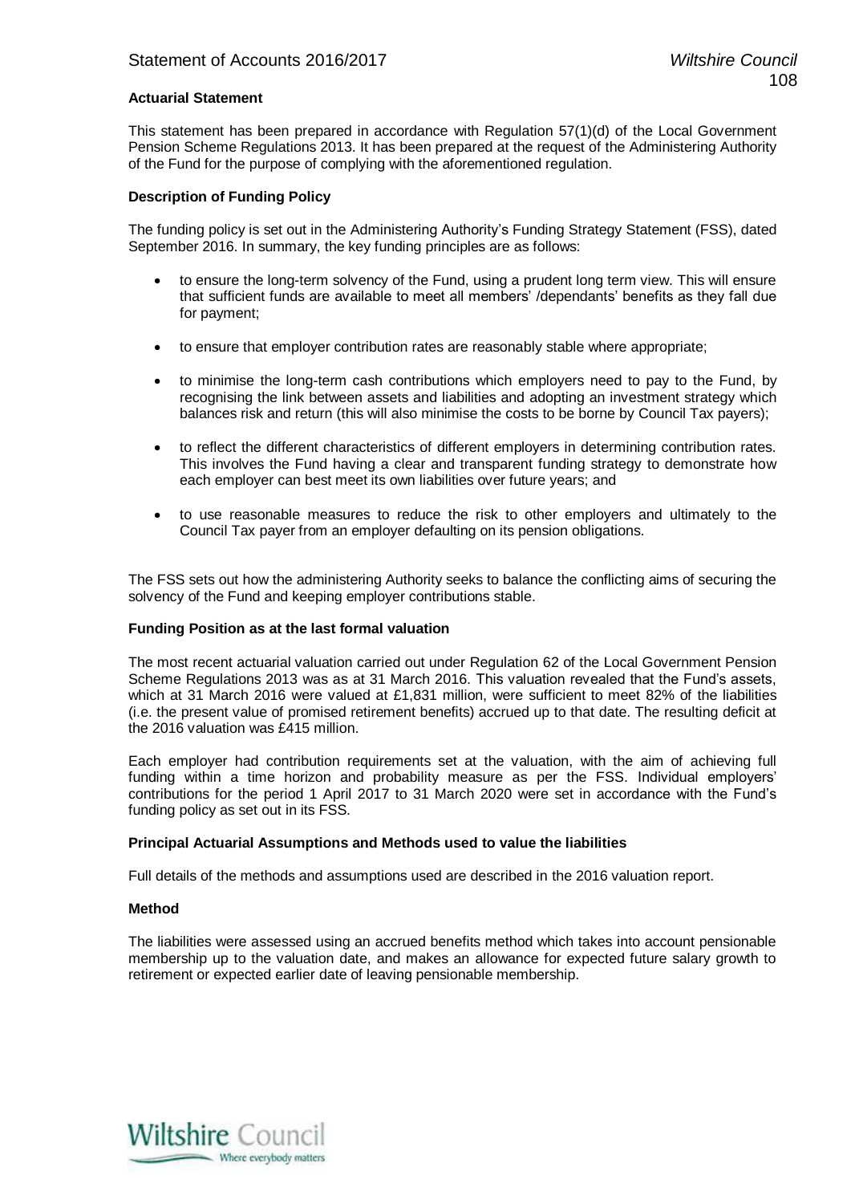**Actuarial Statement**

This statement has been prepared in accordance with Regulation 57(1)(d) of the Local Government Pension Scheme Regulations 2013. It has been prepared at the request of the Administering Authority of the Fund for the purpose of complying with the aforementioned regulation.

**Description of Funding Policy**

The funding policy is set out in the Administering Authority's Funding Strategy Statement (FSS), dated September 2016. In summary, the key funding principles are as follows:

- to ensure the long-term solvency of the Fund, using a prudent long term view. This will ensure that sufficient funds are available to meet all members' /dependants' benefits as they fall due for payment;
- to ensure that employer contribution rates are reasonably stable where appropriate;
- to minimise the long-term cash contributions which employers need to pay to the Fund, by recognising the link between assets and liabilities and adopting an investment strategy which balances risk and return (this will also minimise the costs to be borne by Council Tax payers);
- to reflect the different characteristics of different employers in determining contribution rates. This involves the Fund having a clear and transparent funding strategy to demonstrate how each employer can best meet its own liabilities over future years; and
- to use reasonable measures to reduce the risk to other employers and ultimately to the Council Tax payer from an employer defaulting on its pension obligations.

The FSS sets out how the administering Authority seeks to balance the conflicting aims of securing the solvency of the Fund and keeping employer contributions stable.

**Funding Position as at the last formal valuation**

The most recent actuarial valuation carried out under Regulation 62 of the Local Government Pension Scheme Regulations 2013 was as at 31 March 2016. This valuation revealed that the Fund's assets, which at 31 March 2016 were valued at £1,831 million, were sufficient to meet 82% of the liabilities (i.e. the present value of promised retirement benefits) accrued up to that date. The resulting deficit at the 2016 valuation was £415 million.

Each employer had contribution requirements set at the valuation, with the aim of achieving full funding within a time horizon and probability measure as per the FSS. Individual employers' contributions for the period 1 April 2017 to 31 March 2020 were set in accordance with the Fund's funding policy as set out in its FSS.

**Principal Actuarial Assumptions and Methods used to value the liabilities**

Full details of the methods and assumptions used are described in the 2016 valuation report.

**Method**

The liabilities were assessed using an accrued benefits method which takes into account pensionable membership up to the valuation date, and makes an allowance for expected future salary growth to retirement or expected earlier date of leaving pensionable membership.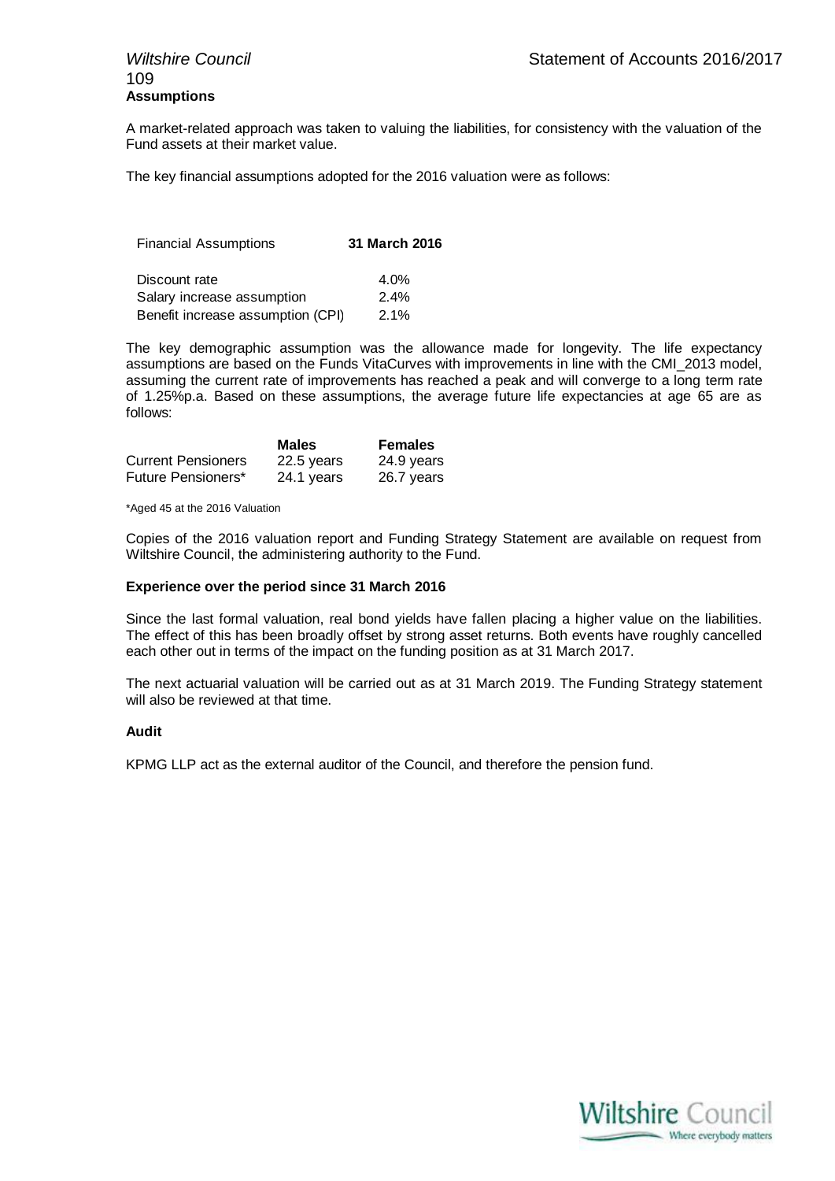**Assumptions**

A market-related approach was taken to valuing the liabilities, for consistency with the valuation of the Fund assets at their market value.

The key financial assumptions adopted for the 2016 valuation were as follows:

| Financial Assumptions | **31 March 2016** |
|---|---|
| Discount rate | 4.0% |
| Salary increase assumption | 2.4% |
| Benefit increase assumption (CPI) | 2.1% |

The key demographic assumption was the allowance made for longevity. The life expectancy assumptions are based on the Funds VitaCurves with improvements in line with the CMI_2013 model, assuming the current rate of improvements has reached a peak and will converge to a long term rate of 1.25%p.a. Based on these assumptions, the average future life expectancies at age 65 are as follows:

| | **Males** | **Females** |
|---|---|---|
| Current Pensioners | 22.5 years | 24.9 years |
| Future Pensioners* | 24.1 years | 26.7 years |

*Aged 45 at the 2016 Valuation

Copies of the 2016 valuation report and Funding Strategy Statement are available on request from Wiltshire Council, the administering authority to the Fund.

**Experience over the period since 31 March 2016**

Since the last formal valuation, real bond yields have fallen placing a higher value on the liabilities. The effect of this has been broadly offset by strong asset returns. Both events have roughly cancelled each other out in terms of the impact on the funding position as at 31 March 2017.

The next actuarial valuation will be carried out as at 31 March 2019. The Funding Strategy statement will also be reviewed at that time.

**Audit**

KPMG LLP act as the external auditor of the Council, and therefore the pension fund.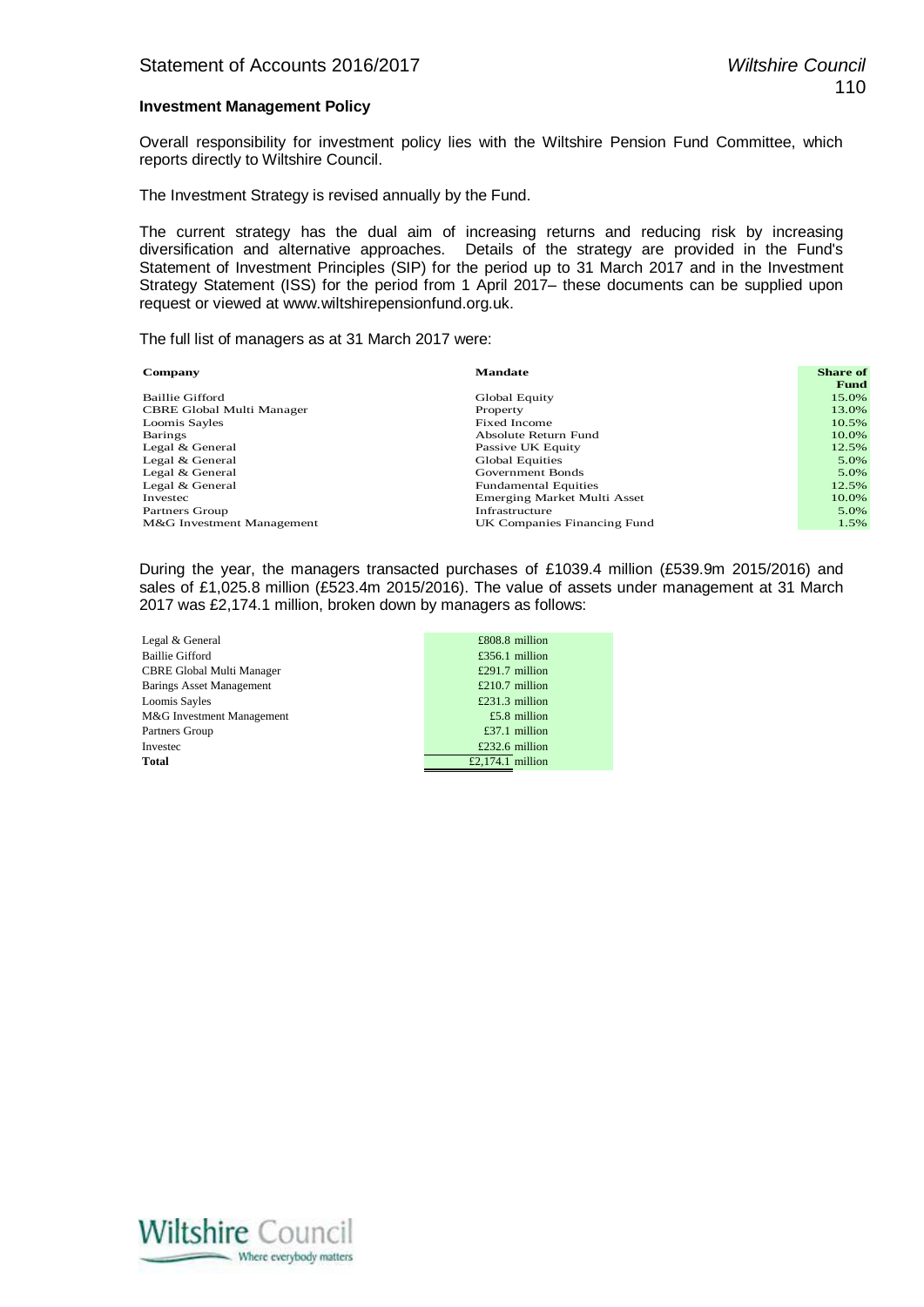### Investment Management Policy

Overall responsibility for investment policy lies with the Wiltshire Pension Fund Committee, which reports directly to Wiltshire Council.

The Investment Strategy is revised annually by the Fund.

The current strategy has the dual aim of increasing returns and reducing risk by increasing diversification and alternative approaches. Details of the strategy are provided in the Fund's Statement of Investment Principles (SIP) for the period up to 31 March 2017 and in the Investment Strategy Statement (ISS) for the period from 1 April 2017– these documents can be supplied upon request or viewed at www.wiltshirepensionfund.org.uk.

The full list of managers as at 31 March 2017 were:

| Company | Mandate | Share of Fund |
|---|---|---|
| Baillie Gifford | Global Equity | 15.0% |
| CBRE Global Multi Manager | Property | 13.0% |
| Loomis Sayles | Fixed Income | 10.5% |
| Barings | Absolute Return Fund | 10.0% |
| Legal & General | Passive UK Equity | 12.5% |
| Legal & General | Global Equities | 5.0% |
| Legal & General | Government Bonds | 5.0% |
| Legal & General | Fundamental Equities | 12.5% |
| Investec | Emerging Market Multi Asset | 10.0% |
| Partners Group | Infrastructure | 5.0% |
| M&G Investment Management | UK Companies Financing Fund | 1.5% |

During the year, the managers transacted purchases of £1039.4 million (£539.9m 2015/2016) and sales of £1,025.8 million (£523.4m 2015/2016). The value of assets under management at 31 March 2017 was £2,174.1 million, broken down by managers as follows:

| Manager | Value |
|---|---|
| Legal & General | £808.8 million |
| Baillie Gifford | £356.1 million |
| CBRE Global Multi Manager | £291.7 million |
| Barings Asset Management | £210.7 million |
| Loomis Sayles | £231.3 million |
| M&G Investment Management | £5.8 million |
| Partners Group | £37.1 million |
| Investec | £232.6 million |
| **Total** | £2,174.1 million |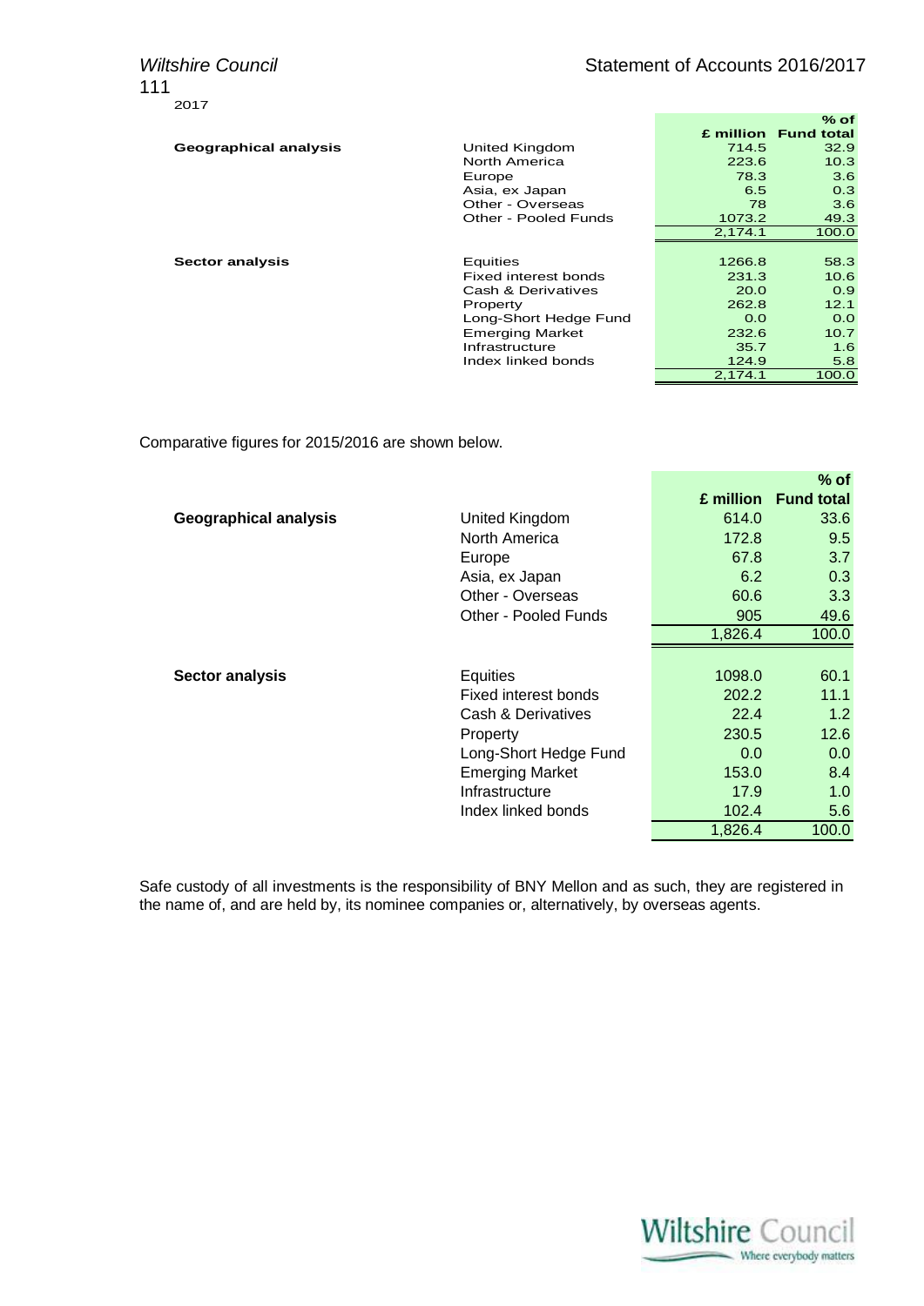2017

| | | £ million | % of Fund total |
|---|---|---|---|
| **Geographical analysis** | United Kingdom | 714.5 | 32.9 |
| | North America | 223.6 | 10.3 |
| | Europe | 78.3 | 3.6 |
| | Asia, ex Japan | 6.5 | 0.3 |
| | Other - Overseas | 78 | 3.6 |
| | Other - Pooled Funds | 1073.2 | 49.3 |
| | | 2,174.1 | 100.0 |
| **Sector analysis** | Equities | 1266.8 | 58.3 |
| | Fixed interest bonds | 231.3 | 10.6 |
| | Cash & Derivatives | 20.0 | 0.9 |
| | Property | 262.8 | 12.1 |
| | Long-Short Hedge Fund | 0.0 | 0.0 |
| | Emerging Market | 232.6 | 10.7 |
| | Infrastructure | 35.7 | 1.6 |
| | Index linked bonds | 124.9 | 5.8 |
| | | 2,174.1 | 100.0 |

Comparative figures for 2015/2016 are shown below.

| | | £ million | % of Fund total |
|---|---|---|---|
| **Geographical analysis** | United Kingdom | 614.0 | 33.6 |
| | North America | 172.8 | 9.5 |
| | Europe | 67.8 | 3.7 |
| | Asia, ex Japan | 6.2 | 0.3 |
| | Other - Overseas | 60.6 | 3.3 |
| | Other - Pooled Funds | 905 | 49.6 |
| | | 1,826.4 | 100.0 |
| **Sector analysis** | Equities | 1098.0 | 60.1 |
| | Fixed interest bonds | 202.2 | 11.1 |
| | Cash & Derivatives | 22.4 | 1.2 |
| | Property | 230.5 | 12.6 |
| | Long-Short Hedge Fund | 0.0 | 0.0 |
| | Emerging Market | 153.0 | 8.4 |
| | Infrastructure | 17.9 | 1.0 |
| | Index linked bonds | 102.4 | 5.6 |
| | | 1,826.4 | 100.0 |

Safe custody of all investments is the responsibility of BNY Mellon and as such, they are registered in the name of, and are held by, its nominee companies or, alternatively, by overseas agents.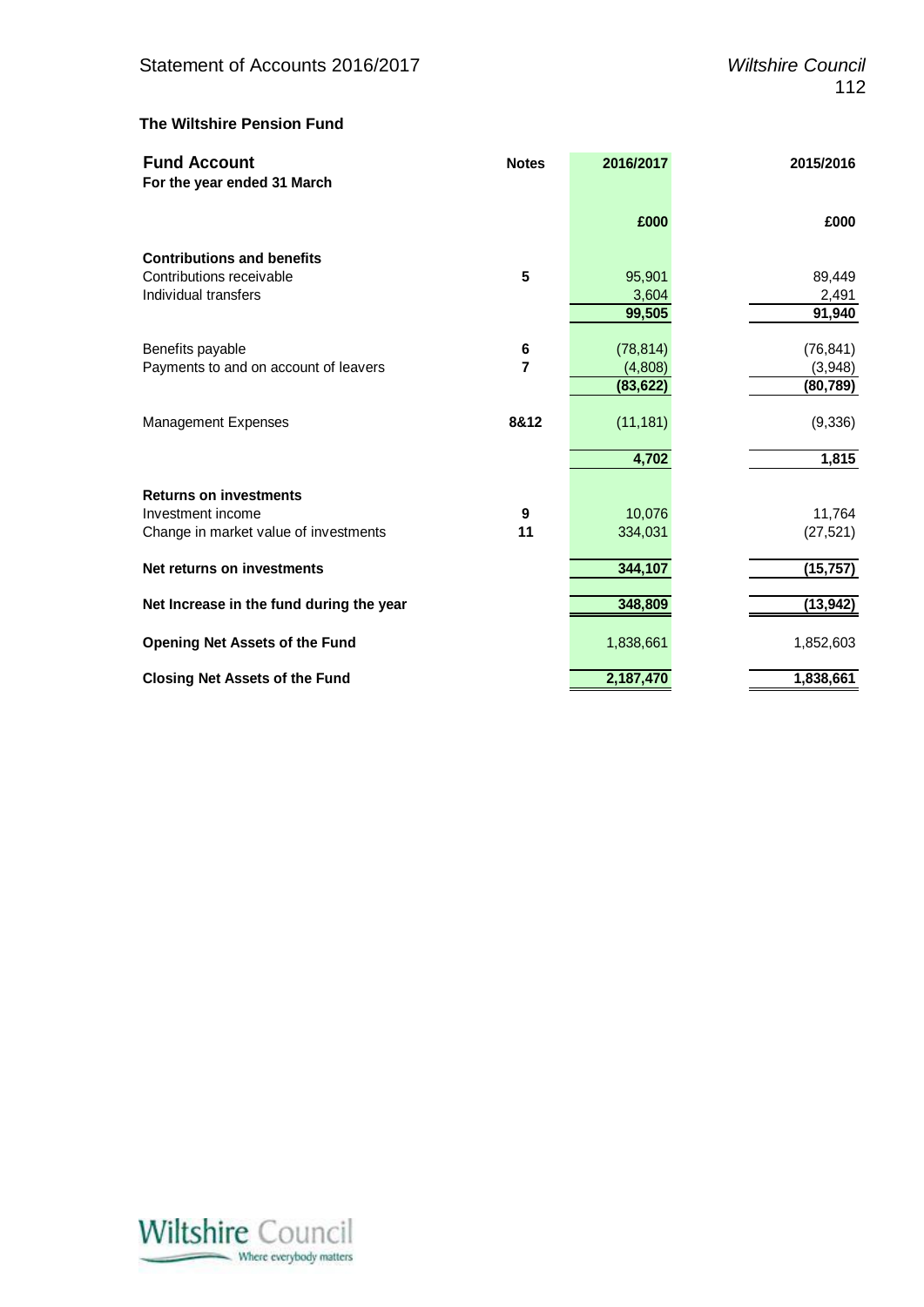**The Wiltshire Pension Fund**

| **Fund Account**<br>**For the year ended 31 March** | **Notes** | **2016/2017** | **2015/2016** |
|---|---|---|---|
| | | **£000** | **£000** |
| **Contributions and benefits** | | | |
| Contributions receivable | **5** | 95,901 | 89,449 |
| Individual transfers | | 3,604 | 2,491 |
| | | **99,505** | **91,940** |
| Benefits payable | **6** | (78,814) | (76,841) |
| Payments to and on account of leavers | **7** | (4,808) | (3,948) |
| | | **(83,622)** | **(80,789)** |
| Management Expenses | **8&12** | (11,181) | (9,336) |
| | | **4,702** | **1,815** |
| **Returns on investments** | | | |
| Investment income | **9** | 10,076 | 11,764 |
| Change in market value of investments | **11** | 334,031 | (27,521) |
| **Net returns on investments** | | **344,107** | **(15,757)** |
| **Net Increase in the fund during the year** | | **348,809** | **(13,942)** |
| **Opening Net Assets of the Fund** | | 1,838,661 | 1,852,603 |
| **Closing Net Assets of the Fund** | | **2,187,470** | **1,838,661** |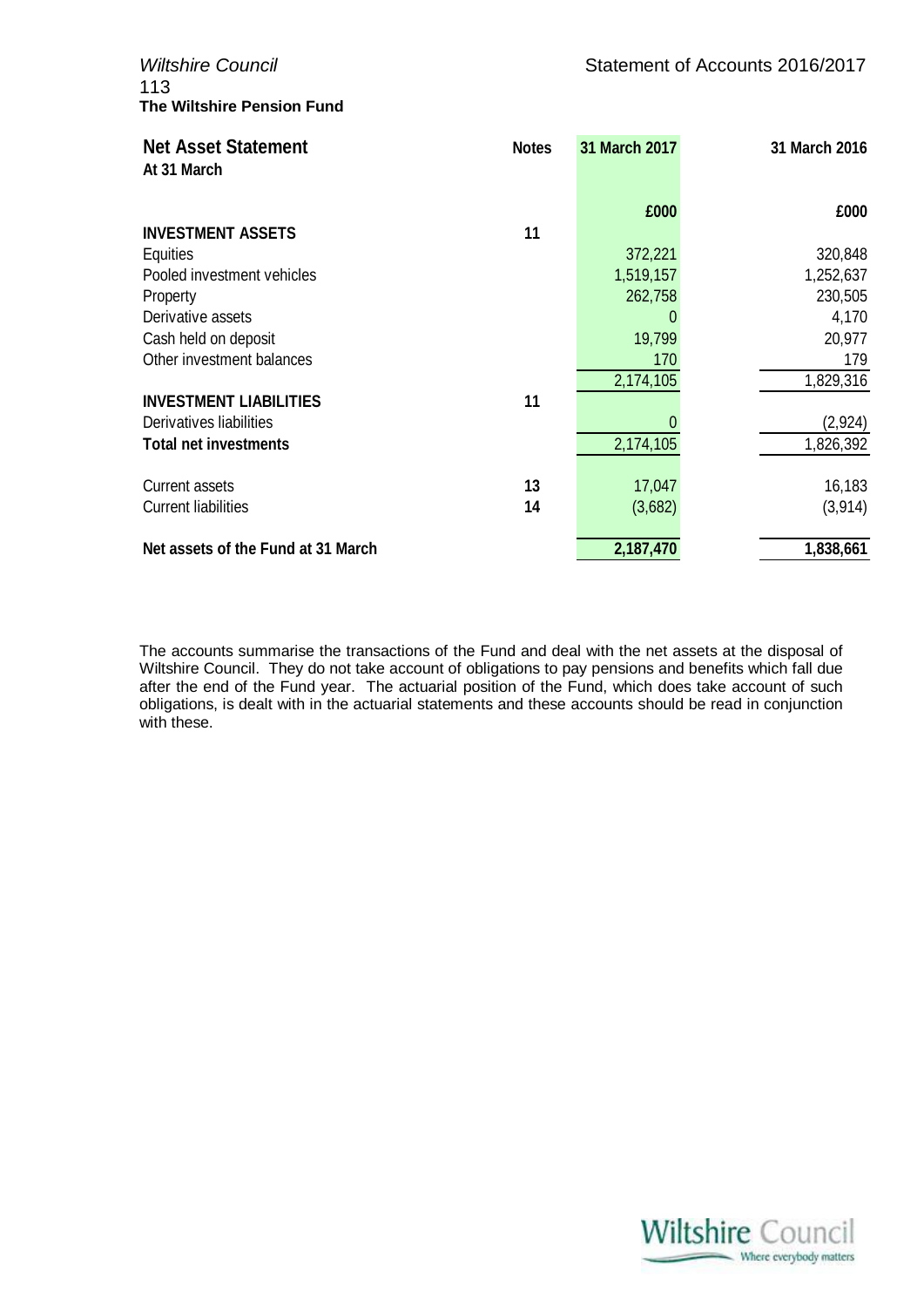### The Wiltshire Pension Fund

| **Net Asset Statement**<br>**At 31 March** | **Notes** | **31 March 2017** | **31 March 2016** |
|---|---|---|---|
| | | **£000** | **£000** |
| **INVESTMENT ASSETS** | **11** | | |
| Equities | | 372,221 | 320,848 |
| Pooled investment vehicles | | 1,519,157 | 1,252,637 |
| Property | | 262,758 | 230,505 |
| Derivative assets | | 0 | 4,170 |
| Cash held on deposit | | 19,799 | 20,977 |
| Other investment balances | | 170 | 179 |
| | | 2,174,105 | 1,829,316 |
| **INVESTMENT LIABILITIES** | **11** | | |
| Derivatives liabilities | | 0 | (2,924) |
| **Total net investments** | | 2,174,105 | 1,826,392 |
| Current assets | **13** | 17,047 | 16,183 |
| Current liabilities | **14** | (3,682) | (3,914) |
| **Net assets of the Fund at 31 March** | | **2,187,470** | **1,838,661** |

The accounts summarise the transactions of the Fund and deal with the net assets at the disposal of Wiltshire Council. They do not take account of obligations to pay pensions and benefits which fall due after the end of the Fund year. The actuarial position of the Fund, which does take account of such obligations, is dealt with in the actuarial statements and these accounts should be read in conjunction with these.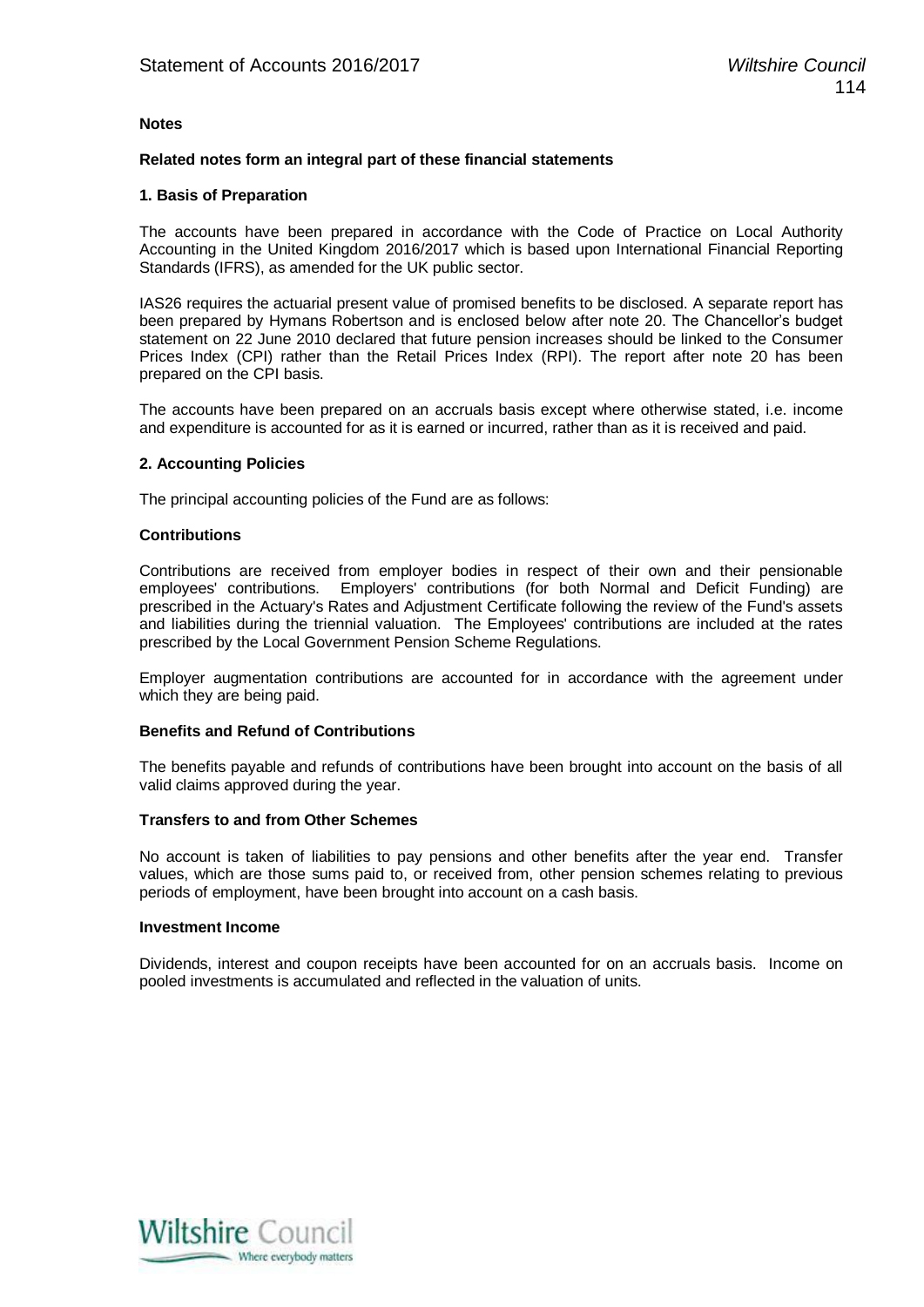**Notes**

**Related notes form an integral part of these financial statements**

**1. Basis of Preparation**

The accounts have been prepared in accordance with the Code of Practice on Local Authority Accounting in the United Kingdom 2016/2017 which is based upon International Financial Reporting Standards (IFRS), as amended for the UK public sector.

IAS26 requires the actuarial present value of promised benefits to be disclosed. A separate report has been prepared by Hymans Robertson and is enclosed below after note 20. The Chancellor's budget statement on 22 June 2010 declared that future pension increases should be linked to the Consumer Prices Index (CPI) rather than the Retail Prices Index (RPI). The report after note 20 has been prepared on the CPI basis.

The accounts have been prepared on an accruals basis except where otherwise stated, i.e. income and expenditure is accounted for as it is earned or incurred, rather than as it is received and paid.

**2. Accounting Policies**

The principal accounting policies of the Fund are as follows:

**Contributions**

Contributions are received from employer bodies in respect of their own and their pensionable employees' contributions. Employers' contributions (for both Normal and Deficit Funding) are prescribed in the Actuary's Rates and Adjustment Certificate following the review of the Fund's assets and liabilities during the triennial valuation. The Employees' contributions are included at the rates prescribed by the Local Government Pension Scheme Regulations.

Employer augmentation contributions are accounted for in accordance with the agreement under which they are being paid.

**Benefits and Refund of Contributions**

The benefits payable and refunds of contributions have been brought into account on the basis of all valid claims approved during the year.

**Transfers to and from Other Schemes**

No account is taken of liabilities to pay pensions and other benefits after the year end. Transfer values, which are those sums paid to, or received from, other pension schemes relating to previous periods of employment, have been brought into account on a cash basis.

**Investment Income**

Dividends, interest and coupon receipts have been accounted for on an accruals basis. Income on pooled investments is accumulated and reflected in the valuation of units.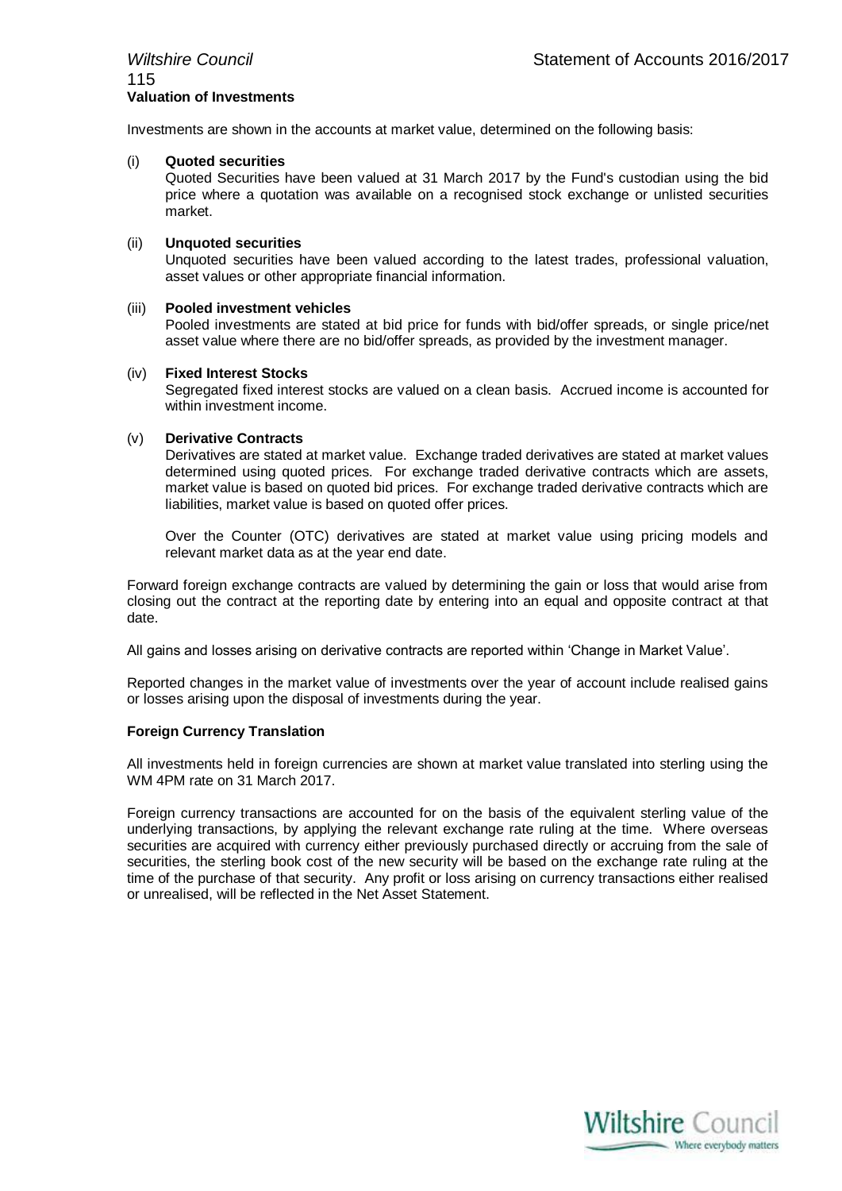**Valuation of Investments**

Investments are shown in the accounts at market value, determined on the following basis:

(i) **Quoted securities**
Quoted Securities have been valued at 31 March 2017 by the Fund's custodian using the bid price where a quotation was available on a recognised stock exchange or unlisted securities market.

(ii) **Unquoted securities**
Unquoted securities have been valued according to the latest trades, professional valuation, asset values or other appropriate financial information.

(iii) **Pooled investment vehicles**
Pooled investments are stated at bid price for funds with bid/offer spreads, or single price/net asset value where there are no bid/offer spreads, as provided by the investment manager.

(iv) **Fixed Interest Stocks**
Segregated fixed interest stocks are valued on a clean basis. Accrued income is accounted for within investment income.

(v) **Derivative Contracts**
Derivatives are stated at market value. Exchange traded derivatives are stated at market values determined using quoted prices. For exchange traded derivative contracts which are assets, market value is based on quoted bid prices. For exchange traded derivative contracts which are liabilities, market value is based on quoted offer prices.

Over the Counter (OTC) derivatives are stated at market value using pricing models and relevant market data as at the year end date.

Forward foreign exchange contracts are valued by determining the gain or loss that would arise from closing out the contract at the reporting date by entering into an equal and opposite contract at that date.

All gains and losses arising on derivative contracts are reported within 'Change in Market Value'.

Reported changes in the market value of investments over the year of account include realised gains or losses arising upon the disposal of investments during the year.

**Foreign Currency Translation**

All investments held in foreign currencies are shown at market value translated into sterling using the WM 4PM rate on 31 March 2017.

Foreign currency transactions are accounted for on the basis of the equivalent sterling value of the underlying transactions, by applying the relevant exchange rate ruling at the time. Where overseas securities are acquired with currency either previously purchased directly or accruing from the sale of securities, the sterling book cost of the new security will be based on the exchange rate ruling at the time of the purchase of that security. Any profit or loss arising on currency transactions either realised or unrealised, will be reflected in the Net Asset Statement.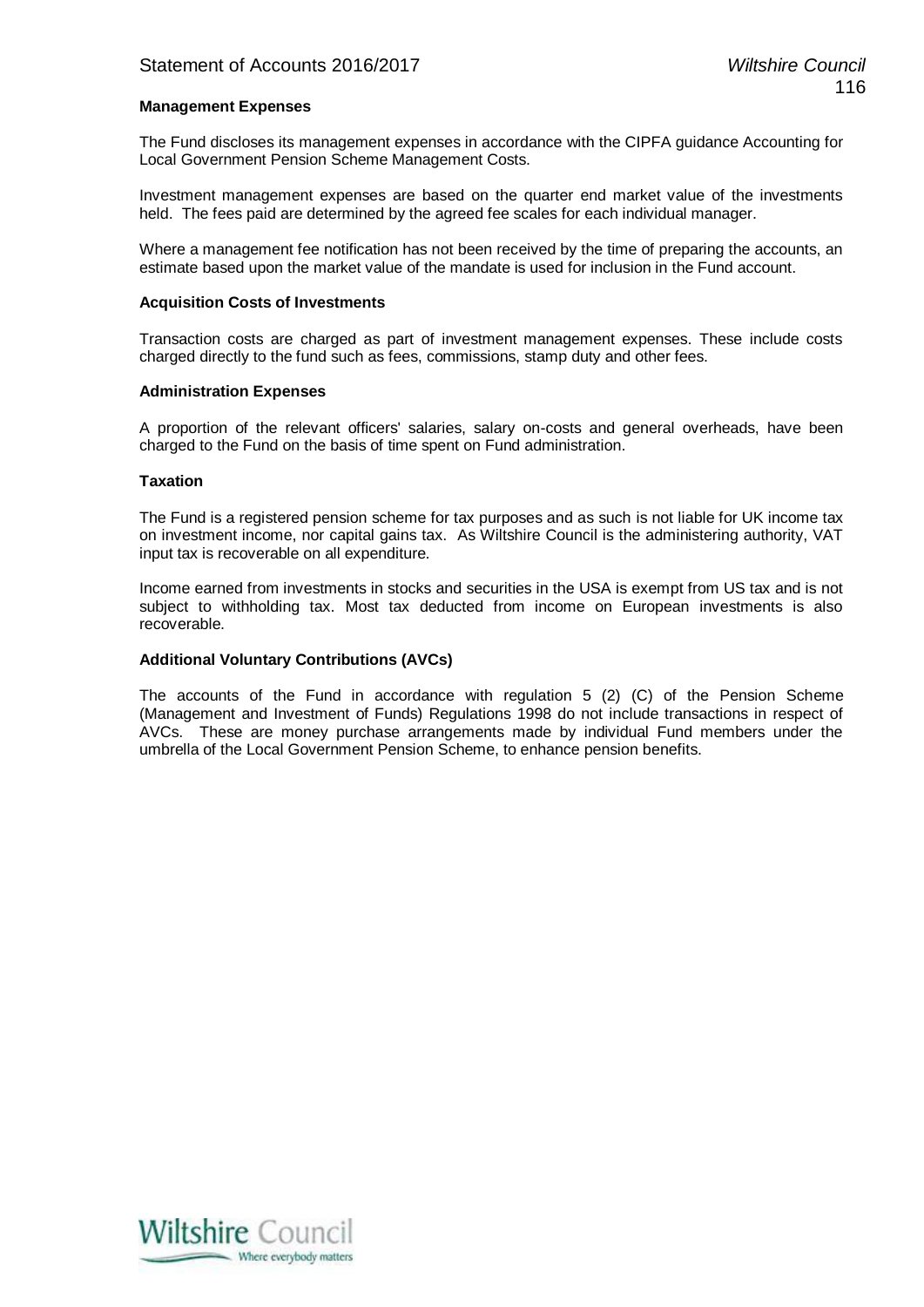**Management Expenses**

The Fund discloses its management expenses in accordance with the CIPFA guidance Accounting for Local Government Pension Scheme Management Costs.

Investment management expenses are based on the quarter end market value of the investments held. The fees paid are determined by the agreed fee scales for each individual manager.

Where a management fee notification has not been received by the time of preparing the accounts, an estimate based upon the market value of the mandate is used for inclusion in the Fund account.

**Acquisition Costs of Investments**

Transaction costs are charged as part of investment management expenses. These include costs charged directly to the fund such as fees, commissions, stamp duty and other fees.

**Administration Expenses**

A proportion of the relevant officers' salaries, salary on-costs and general overheads, have been charged to the Fund on the basis of time spent on Fund administration.

**Taxation**

The Fund is a registered pension scheme for tax purposes and as such is not liable for UK income tax on investment income, nor capital gains tax. As Wiltshire Council is the administering authority, VAT input tax is recoverable on all expenditure.

Income earned from investments in stocks and securities in the USA is exempt from US tax and is not subject to withholding tax. Most tax deducted from income on European investments is also recoverable.

**Additional Voluntary Contributions (AVCs)**

The accounts of the Fund in accordance with regulation 5 (2) (C) of the Pension Scheme (Management and Investment of Funds) Regulations 1998 do not include transactions in respect of AVCs. These are money purchase arrangements made by individual Fund members under the umbrella of the Local Government Pension Scheme, to enhance pension benefits.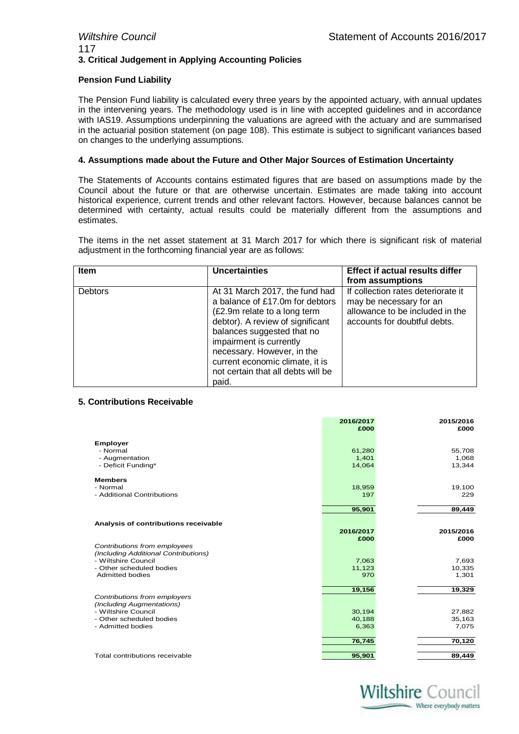## 3. Critical Judgement in Applying Accounting Policies

**Pension Fund Liability**

The Pension Fund liability is calculated every three years by the appointed actuary, with annual updates in the intervening years. The methodology used is in line with accepted guidelines and in accordance with IAS19. Assumptions underpinning the valuations are agreed with the actuary and are summarised in the actuarial position statement (on page 108). This estimate is subject to significant variances based on changes to the underlying assumptions.

## 4. Assumptions made about the Future and Other Major Sources of Estimation Uncertainty

The Statements of Accounts contains estimated figures that are based on assumptions made by the Council about the future or that are otherwise uncertain. Estimates are made taking into account historical experience, current trends and other relevant factors. However, because balances cannot be determined with certainty, actual results could be materially different from the assumptions and estimates.

The items in the net asset statement at 31 March 2017 for which there is significant risk of material adjustment in the forthcoming financial year are as follows:

| Item | Uncertainties | Effect if actual results differ from assumptions |
|---|---|---|
| Debtors | At 31 March 2017, the fund had a balance of £17.0m for debtors (£2.9m relate to a long term debtor). A review of significant balances suggested that no impairment is currently necessary. However, in the current economic climate, it is not certain that all debts will be paid. | If collection rates deteriorate it may be necessary for an allowance to be included in the accounts for doubtful debts. |

## 5. Contributions Receivable

| | 2016/2017 £000 | 2015/2016 £000 |
|---|---|---|
| **Employer** | | |
| - Normal | 61,280 | 55,708 |
| - Augmentation | 1,401 | 1,068 |
| - Deficit Funding* | 14,064 | 13,344 |
| **Members** | | |
| - Normal | 18,959 | 19,100 |
| - Additional Contributions | 197 | 229 |
| | **95,901** | **89,449** |

**Analysis of contributions receivable**

| | 2016/2017 £000 | 2015/2016 £000 |
|---|---|---|
| *Contributions from employees (Including Additional Contributions)* | | |
| - Wiltshire Council | 7,063 | 7,693 |
| - Other scheduled bodies | 11,123 | 10,335 |
| Admitted bodies | 970 | 1,301 |
| | **19,156** | **19,329** |
| *Contributions from employers (Including Augmentations)* | | |
| - Wiltshire Council | 30,194 | 27,882 |
| - Other scheduled bodies | 40,188 | 35,163 |
| - Admitted bodies | 6,363 | 7,075 |
| | **76,745** | **70,120** |
| Total contributions receivable | **95,901** | **89,449** |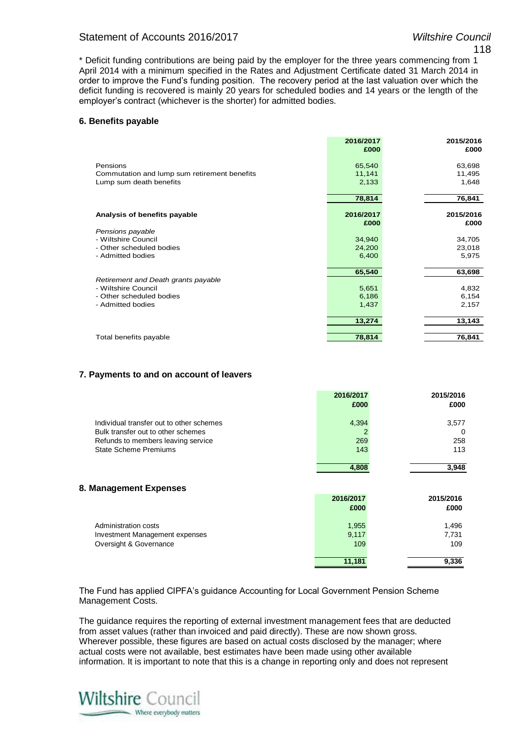* Deficit funding contributions are being paid by the employer for the three years commencing from 1 April 2014 with a minimum specified in the Rates and Adjustment Certificate dated 31 March 2014 in order to improve the Fund's funding position. The recovery period at the last valuation over which the deficit funding is recovered is mainly 20 years for scheduled bodies and 14 years or the length of the employer's contract (whichever is the shorter) for admitted bodies.

### 6. Benefits payable

| | 2016/2017 £000 | 2015/2016 £000 |
|---|---|---|
| Pensions | 65,540 | 63,698 |
| Commutation and lump sum retirement benefits | 11,141 | 11,495 |
| Lump sum death benefits | 2,133 | 1,648 |
| | **78,814** | **76,841** |

| **Analysis of benefits payable** | 2016/2017 £000 | 2015/2016 £000 |
|---|---|---|
| *Pensions payable* | | |
| - Wiltshire Council | 34,940 | 34,705 |
| - Other scheduled bodies | 24,200 | 23,018 |
| - Admitted bodies | 6,400 | 5,975 |
| | **65,540** | **63,698** |
| *Retirement and Death grants payable* | | |
| - Wiltshire Council | 5,651 | 4,832 |
| - Other scheduled bodies | 6,186 | 6,154 |
| - Admitted bodies | 1,437 | 2,157 |
| | **13,274** | **13,143** |
| Total benefits payable | **78,814** | **76,841** |

### 7. Payments to and on account of leavers

| | 2016/2017 £000 | 2015/2016 £000 |
|---|---|---|
| Individual transfer out to other schemes | 4,394 | 3,577 |
| Bulk transfer out to other schemes | 2 | 0 |
| Refunds to members leaving service | 269 | 258 |
| State Scheme Premiums | 143 | 113 |
| | **4,808** | **3,948** |

### 8. Management Expenses

| | 2016/2017 £000 | 2015/2016 £000 |
|---|---|---|
| Administration costs | 1,955 | 1,496 |
| Investment Management expenses | 9,117 | 7,731 |
| Oversight & Governance | 109 | 109 |
| | **11,181** | **9,336** |

The Fund has applied CIPFA's guidance Accounting for Local Government Pension Scheme Management Costs.

The guidance requires the reporting of external investment management fees that are deducted from asset values (rather than invoiced and paid directly). These are now shown gross. Wherever possible, these figures are based on actual costs disclosed by the manager; where actual costs were not available, best estimates have been made using other available information. It is important to note that this is a change in reporting only and does not represent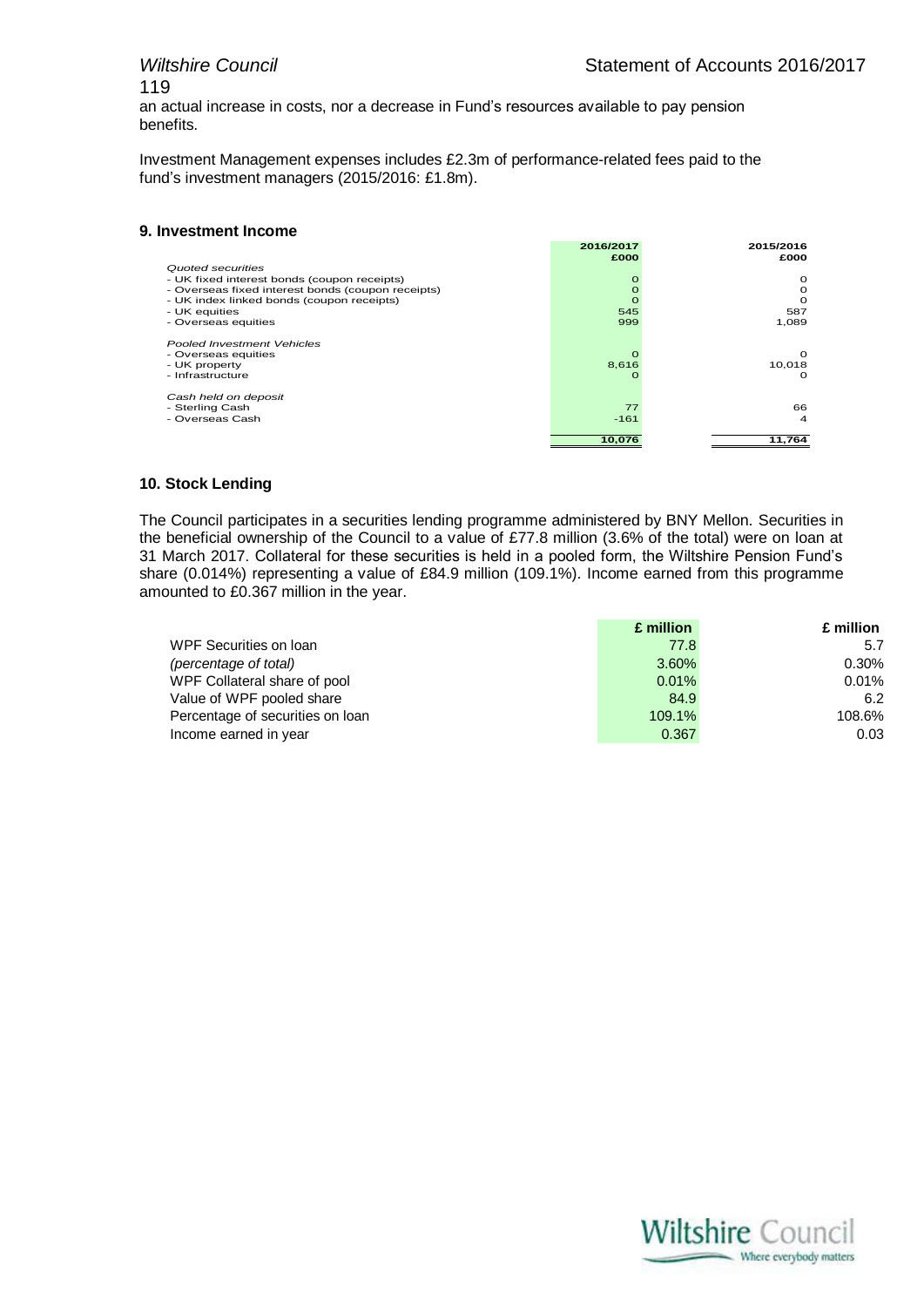an actual increase in costs, nor a decrease in Fund's resources available to pay pension benefits.

Investment Management expenses includes £2.3m of performance-related fees paid to the fund's investment managers (2015/2016: £1.8m).

### 9. Investment Income

| | 2016/2017 £000 | 2015/2016 £000 |
|---|---|---|
| *Quoted securities* | | |
| - UK fixed interest bonds (coupon receipts) | 0 | 0 |
| - Overseas fixed interest bonds (coupon receipts) | 0 | 0 |
| - UK index linked bonds (coupon receipts) | 0 | 0 |
| - UK equities | 545 | 587 |
| - Overseas equities | 999 | 1,089 |
| *Pooled Investment Vehicles* | | |
| - Overseas equities | 0 | 0 |
| - UK property | 8,616 | 10,018 |
| - Infrastructure | 0 | 0 |
| *Cash held on deposit* | | |
| - Sterling Cash | 77 | 66 |
| - Overseas Cash | -161 | 4 |
| | 10,076 | 11,764 |

### 10. Stock Lending

The Council participates in a securities lending programme administered by BNY Mellon. Securities in the beneficial ownership of the Council to a value of £77.8 million (3.6% of the total) were on loan at 31 March 2017. Collateral for these securities is held in a pooled form, the Wiltshire Pension Fund's share (0.014%) representing a value of £84.9 million (109.1%). Income earned from this programme amounted to £0.367 million in the year.

| | £ million | £ million |
|---|---|---|
| WPF Securities on loan | 77.8 | 5.7 |
| *(percentage of total)* | 3.60% | 0.30% |
| WPF Collateral share of pool | 0.01% | 0.01% |
| Value of WPF pooled share | 84.9 | 6.2 |
| Percentage of securities on loan | 109.1% | 108.6% |
| Income earned in year | 0.367 | 0.03 |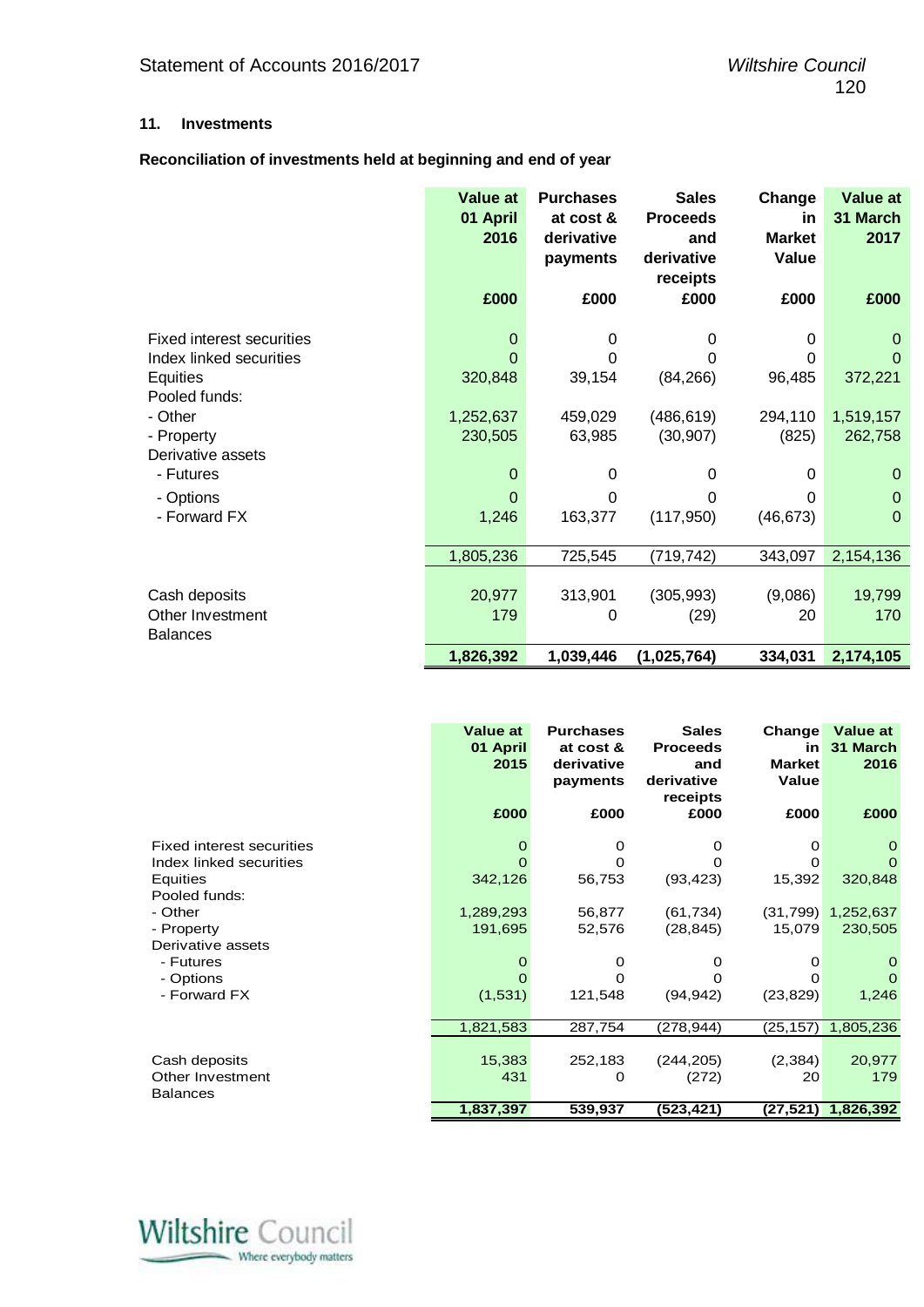## 11. Investments

**Reconciliation of investments held at beginning and end of year**

| | Value at 01 April 2016 | Purchases at cost & derivative payments | Sales Proceeds and derivative receipts | Change in Market Value | Value at 31 March 2017 |
|---|---|---|---|---|---|
| | £000 | £000 | £000 | £000 | £000 |
| Fixed interest securities | 0 | 0 | 0 | 0 | 0 |
| Index linked securities | 0 | 0 | 0 | 0 | 0 |
| Equities | 320,848 | 39,154 | (84,266) | 96,485 | 372,221 |
| Pooled funds: | | | | | |
| - Other | 1,252,637 | 459,029 | (486,619) | 294,110 | 1,519,157 |
| - Property | 230,505 | 63,985 | (30,907) | (825) | 262,758 |
| Derivative assets | | | | | |
| - Futures | 0 | 0 | 0 | 0 | 0 |
| - Options | 0 | 0 | 0 | 0 | 0 |
| - Forward FX | 1,246 | 163,377 | (117,950) | (46,673) | 0 |
| | 1,805,236 | 725,545 | (719,742) | 343,097 | 2,154,136 |
| Cash deposits | 20,977 | 313,901 | (305,993) | (9,086) | 19,799 |
| Other Investment Balances | 179 | 0 | (29) | 20 | 170 |
| | **1,826,392** | **1,039,446** | **(1,025,764)** | **334,031** | **2,174,105** |

| | Value at 01 April 2015 | Purchases at cost & derivative payments | Sales Proceeds and derivative receipts | Change in Market Value | Value at 31 March 2016 |
|---|---|---|---|---|---|
| | £000 | £000 | £000 | £000 | £000 |
| Fixed interest securities | 0 | 0 | 0 | 0 | 0 |
| Index linked securities | 0 | 0 | 0 | 0 | 0 |
| Equities | 342,126 | 56,753 | (93,423) | 15,392 | 320,848 |
| Pooled funds: | | | | | |
| - Other | 1,289,293 | 56,877 | (61,734) | (31,799) | 1,252,637 |
| - Property | 191,695 | 52,576 | (28,845) | 15,079 | 230,505 |
| Derivative assets | | | | | |
| - Futures | 0 | 0 | 0 | 0 | 0 |
| - Options | 0 | 0 | 0 | 0 | 0 |
| - Forward FX | (1,531) | 121,548 | (94,942) | (23,829) | 1,246 |
| | 1,821,583 | 287,754 | (278,944) | (25,157) | 1,805,236 |
| Cash deposits | 15,383 | 252,183 | (244,205) | (2,384) | 20,977 |
| Other Investment Balances | 431 | 0 | (272) | 20 | 179 |
| | **1,837,397** | **539,937** | **(523,421)** | **(27,521)** | **1,826,392** |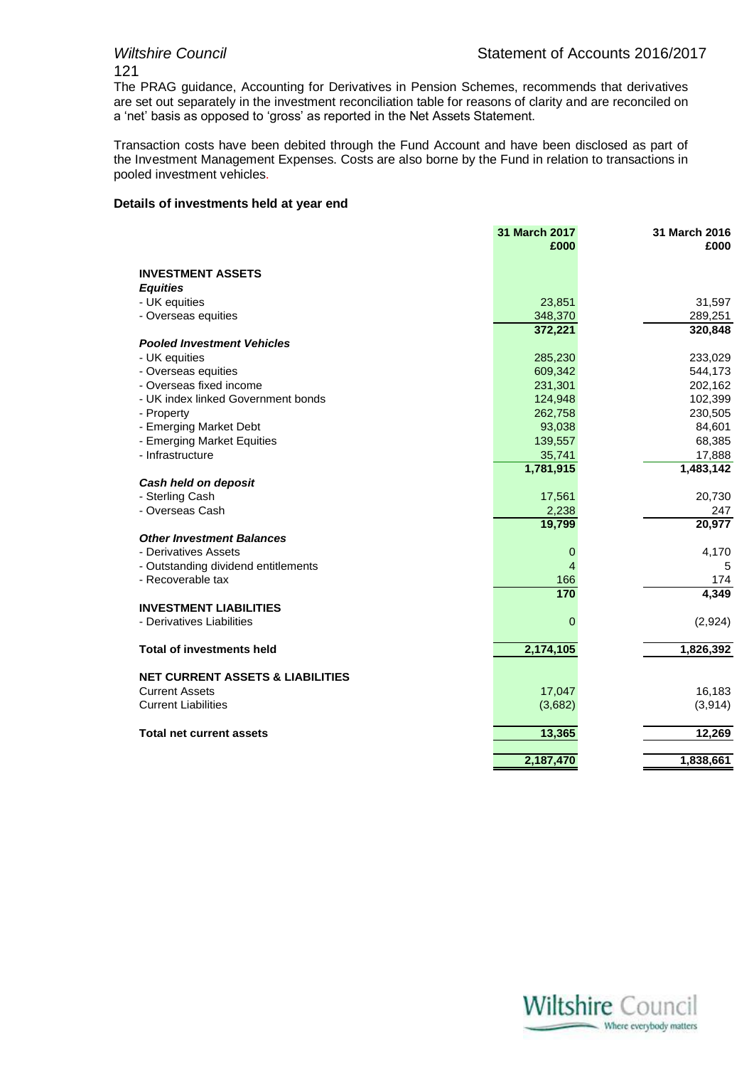The PRAG guidance, Accounting for Derivatives in Pension Schemes, recommends that derivatives are set out separately in the investment reconciliation table for reasons of clarity and are reconciled on a 'net' basis as opposed to 'gross' as reported in the Net Assets Statement.

Transaction costs have been debited through the Fund Account and have been disclosed as part of the Investment Management Expenses. Costs are also borne by the Fund in relation to transactions in pooled investment vehicles.

**Details of investments held at year end**

| | 31 March 2017 £000 | 31 March 2016 £000 |
|---|---|---|
| **INVESTMENT ASSETS** | | |
| ***Equities*** | | |
| - UK equities | 23,851 | 31,597 |
| - Overseas equities | 348,370 | 289,251 |
| | **372,221** | **320,848** |
| ***Pooled Investment Vehicles*** | | |
| - UK equities | 285,230 | 233,029 |
| - Overseas equities | 609,342 | 544,173 |
| - Overseas fixed income | 231,301 | 202,162 |
| - UK index linked Government bonds | 124,948 | 102,399 |
| - Property | 262,758 | 230,505 |
| - Emerging Market Debt | 93,038 | 84,601 |
| - Emerging Market Equities | 139,557 | 68,385 |
| - Infrastructure | 35,741 | 17,888 |
| | **1,781,915** | **1,483,142** |
| ***Cash held on deposit*** | | |
| - Sterling Cash | 17,561 | 20,730 |
| - Overseas Cash | 2,238 | 247 |
| | **19,799** | **20,977** |
| ***Other Investment Balances*** | | |
| - Derivatives Assets | 0 | 4,170 |
| - Outstanding dividend entitlements | 4 | 5 |
| - Recoverable tax | 166 | 174 |
| | **170** | **4,349** |
| **INVESTMENT LIABILITIES** | | |
| - Derivatives Liabilities | 0 | (2,924) |
| **Total of investments held** | **2,174,105** | **1,826,392** |
| **NET CURRENT ASSETS & LIABILITIES** | | |
| Current Assets | 17,047 | 16,183 |
| Current Liabilities | (3,682) | (3,914) |
| **Total net current assets** | **13,365** | **12,269** |
| | **2,187,470** | **1,838,661** |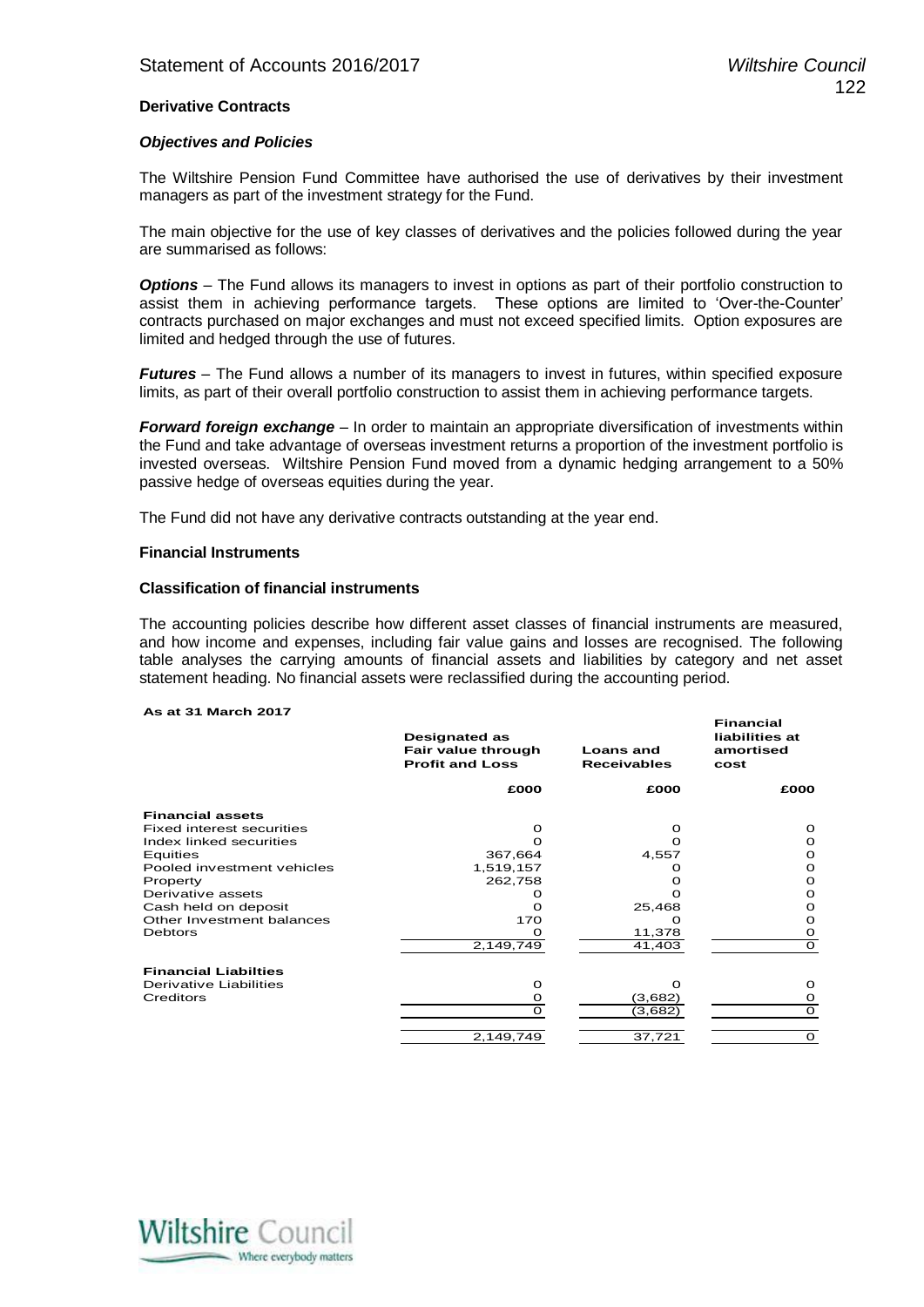**Derivative Contracts**

***Objectives and Policies***

The Wiltshire Pension Fund Committee have authorised the use of derivatives by their investment managers as part of the investment strategy for the Fund.

The main objective for the use of key classes of derivatives and the policies followed during the year are summarised as follows:

***Options*** – The Fund allows its managers to invest in options as part of their portfolio construction to assist them in achieving performance targets. These options are limited to 'Over-the-Counter' contracts purchased on major exchanges and must not exceed specified limits. Option exposures are limited and hedged through the use of futures.

***Futures*** – The Fund allows a number of its managers to invest in futures, within specified exposure limits, as part of their overall portfolio construction to assist them in achieving performance targets.

***Forward foreign exchange*** – In order to maintain an appropriate diversification of investments within the Fund and take advantage of overseas investment returns a proportion of the investment portfolio is invested overseas. Wiltshire Pension Fund moved from a dynamic hedging arrangement to a 50% passive hedge of overseas equities during the year.

The Fund did not have any derivative contracts outstanding at the year end.

**Financial Instruments**

**Classification of financial instruments**

The accounting policies describe how different asset classes of financial instruments are measured, and how income and expenses, including fair value gains and losses are recognised. The following table analyses the carrying amounts of financial assets and liabilities by category and net asset statement heading. No financial assets were reclassified during the accounting period.

**As at 31 March 2017**

| | Designated as Fair value through Profit and Loss | Loans and Receivables | Financial liabilities at amortised cost |
|---|---|---|---|
| | £000 | £000 | £000 |
| **Financial assets** | | | |
| Fixed interest securities | 0 | 0 | 0 |
| Index linked securities | 0 | 0 | 0 |
| Equities | 367,664 | 4,557 | 0 |
| Pooled investment vehicles | 1,519,157 | 0 | 0 |
| Property | 262,758 | 0 | 0 |
| Derivative assets | 0 | 0 | 0 |
| Cash held on deposit | 0 | 25,468 | 0 |
| Other Investment balances | 170 | 0 | 0 |
| Debtors | 0 | 11,378 | 0 |
| | 2,149,749 | 41,403 | 0 |
| **Financial Liabilties** | | | |
| Derivative Liabilities | 0 | 0 | 0 |
| Creditors | 0 | (3,682) | 0 |
| | 0 | (3,682) | 0 |
| | 2,149,749 | 37,721 | 0 |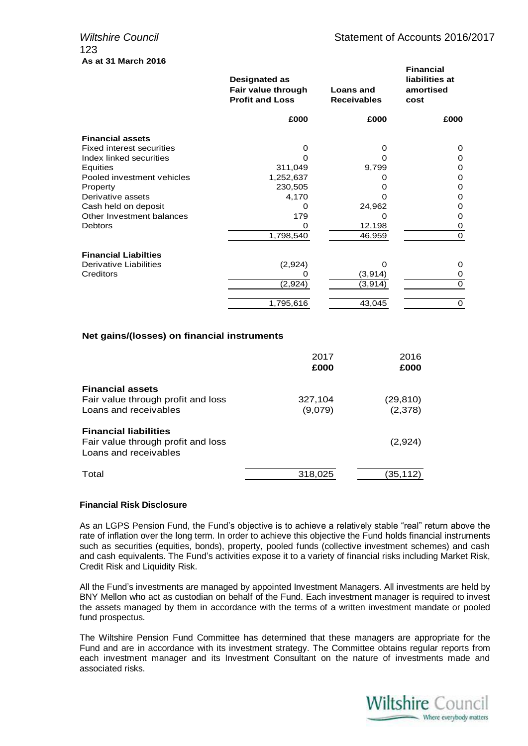**As at 31 March 2016**

| | Designated as Fair value through Profit and Loss | Loans and Receivables | Financial liabilities at amortised cost |
|---|---|---|---|
| | £000 | £000 | £000 |
| **Financial assets** | | | |
| Fixed interest securities | 0 | 0 | 0 |
| Index linked securities | 0 | 0 | 0 |
| Equities | 311,049 | 9,799 | 0 |
| Pooled investment vehicles | 1,252,637 | 0 | 0 |
| Property | 230,505 | 0 | 0 |
| Derivative assets | 4,170 | 0 | 0 |
| Cash held on deposit | 0 | 24,962 | 0 |
| Other Investment balances | 179 | 0 | 0 |
| Debtors | 0 | 12,198 | 0 |
| | 1,798,540 | 46,959 | 0 |
| **Financial Liabilties** | | | |
| Derivative Liabilities | (2,924) | 0 | 0 |
| Creditors | 0 | (3,914) | 0 |
| | (2,924) | (3,914) | 0 |
| | 1,795,616 | 43,045 | 0 |

**Net gains/(losses) on financial instruments**

| | 2017 £000 | 2016 £000 |
|---|---|---|
| **Financial assets** | | |
| Fair value through profit and loss | 327,104 | (29,810) |
| Loans and receivables | (9,079) | (2,378) |
| **Financial liabilities** | | |
| Fair value through profit and loss | | (2,924) |
| Loans and receivables | | |
| Total | 318,025 | (35,112) |

**Financial Risk Disclosure**

As an LGPS Pension Fund, the Fund's objective is to achieve a relatively stable "real" return above the rate of inflation over the long term. In order to achieve this objective the Fund holds financial instruments such as securities (equities, bonds), property, pooled funds (collective investment schemes) and cash and cash equivalents. The Fund's activities expose it to a variety of financial risks including Market Risk, Credit Risk and Liquidity Risk.

All the Fund's investments are managed by appointed Investment Managers. All investments are held by BNY Mellon who act as custodian on behalf of the Fund. Each investment manager is required to invest the assets managed by them in accordance with the terms of a written investment mandate or pooled fund prospectus.

The Wiltshire Pension Fund Committee has determined that these managers are appropriate for the Fund and are in accordance with its investment strategy. The Committee obtains regular reports from each investment manager and its Investment Consultant on the nature of investments made and associated risks.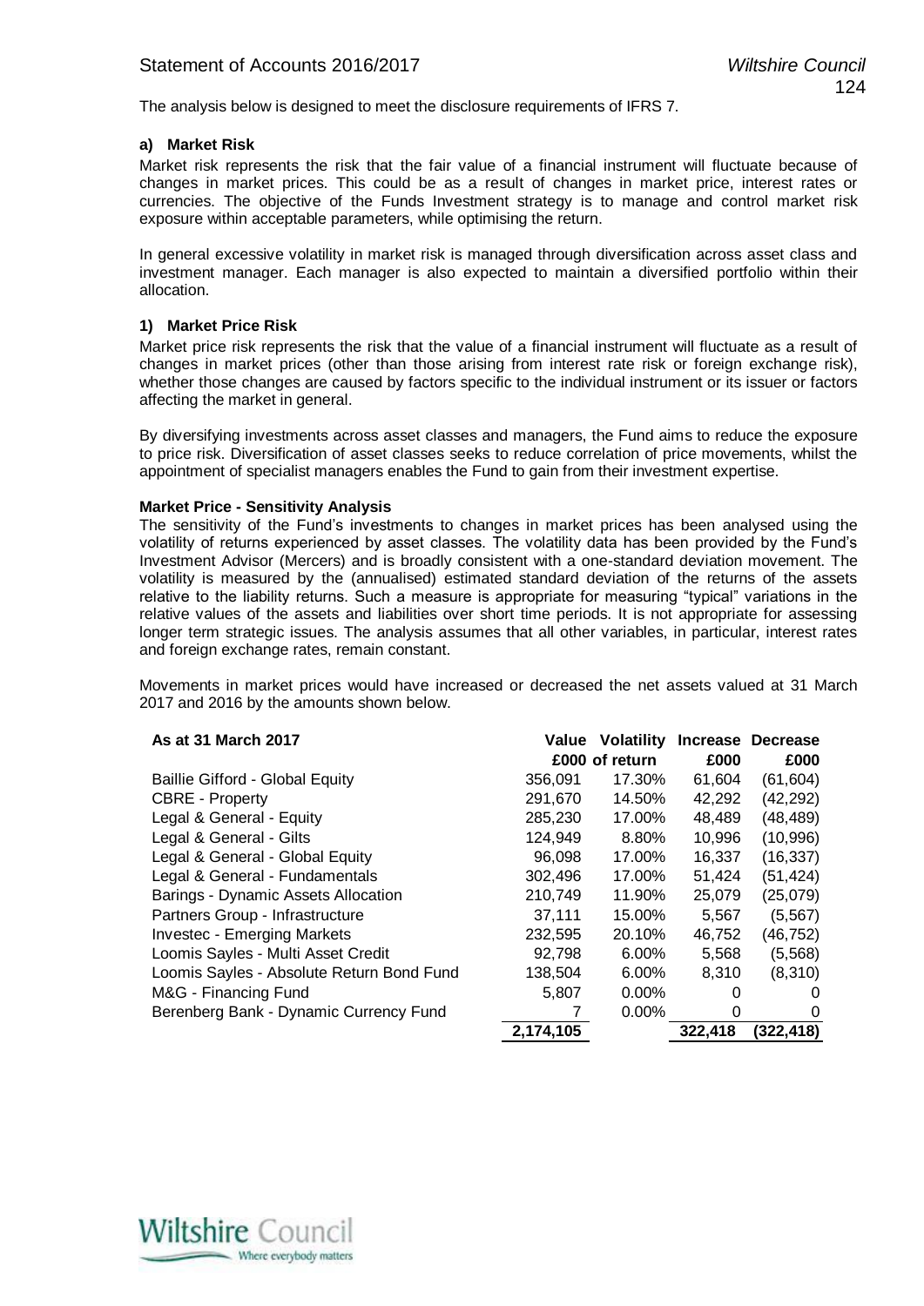The analysis below is designed to meet the disclosure requirements of IFRS 7.

#### a) Market Risk

Market risk represents the risk that the fair value of a financial instrument will fluctuate because of changes in market prices. This could be as a result of changes in market price, interest rates or currencies. The objective of the Funds Investment strategy is to manage and control market risk exposure within acceptable parameters, while optimising the return.

In general excessive volatility in market risk is managed through diversification across asset class and investment manager. Each manager is also expected to maintain a diversified portfolio within their allocation.

#### 1) Market Price Risk

Market price risk represents the risk that the value of a financial instrument will fluctuate as a result of changes in market prices (other than those arising from interest rate risk or foreign exchange risk), whether those changes are caused by factors specific to the individual instrument or its issuer or factors affecting the market in general.

By diversifying investments across asset classes and managers, the Fund aims to reduce the exposure to price risk. Diversification of asset classes seeks to reduce correlation of price movements, whilst the appointment of specialist managers enables the Fund to gain from their investment expertise.

**Market Price - Sensitivity Analysis**

The sensitivity of the Fund's investments to changes in market prices has been analysed using the volatility of returns experienced by asset classes. The volatility data has been provided by the Fund's Investment Advisor (Mercers) and is broadly consistent with a one-standard deviation movement. The volatility is measured by the (annualised) estimated standard deviation of the returns of the assets relative to the liability returns. Such a measure is appropriate for measuring "typical" variations in the relative values of the assets and liabilities over short time periods. It is not appropriate for assessing longer term strategic issues. The analysis assumes that all other variables, in particular, interest rates and foreign exchange rates, remain constant.

Movements in market prices would have increased or decreased the net assets valued at 31 March 2017 and 2016 by the amounts shown below.

| As at 31 March 2017 | Value £000 | Volatility of return | Increase £000 | Decrease £000 |
|---|---|---|---|---|
| Baillie Gifford - Global Equity | 356,091 | 17.30% | 61,604 | (61,604) |
| CBRE - Property | 291,670 | 14.50% | 42,292 | (42,292) |
| Legal & General - Equity | 285,230 | 17.00% | 48,489 | (48,489) |
| Legal & General - Gilts | 124,949 | 8.80% | 10,996 | (10,996) |
| Legal & General - Global Equity | 96,098 | 17.00% | 16,337 | (16,337) |
| Legal & General - Fundamentals | 302,496 | 17.00% | 51,424 | (51,424) |
| Barings - Dynamic Assets Allocation | 210,749 | 11.90% | 25,079 | (25,079) |
| Partners Group - Infrastructure | 37,111 | 15.00% | 5,567 | (5,567) |
| Investec - Emerging Markets | 232,595 | 20.10% | 46,752 | (46,752) |
| Loomis Sayles - Multi Asset Credit | 92,798 | 6.00% | 5,568 | (5,568) |
| Loomis Sayles - Absolute Return Bond Fund | 138,504 | 6.00% | 8,310 | (8,310) |
| M&G - Financing Fund | 5,807 | 0.00% | 0 | 0 |
| Berenberg Bank - Dynamic Currency Fund | 7 | 0.00% | 0 | 0 |
| | **2,174,105** | | **322,418** | **(322,418)** |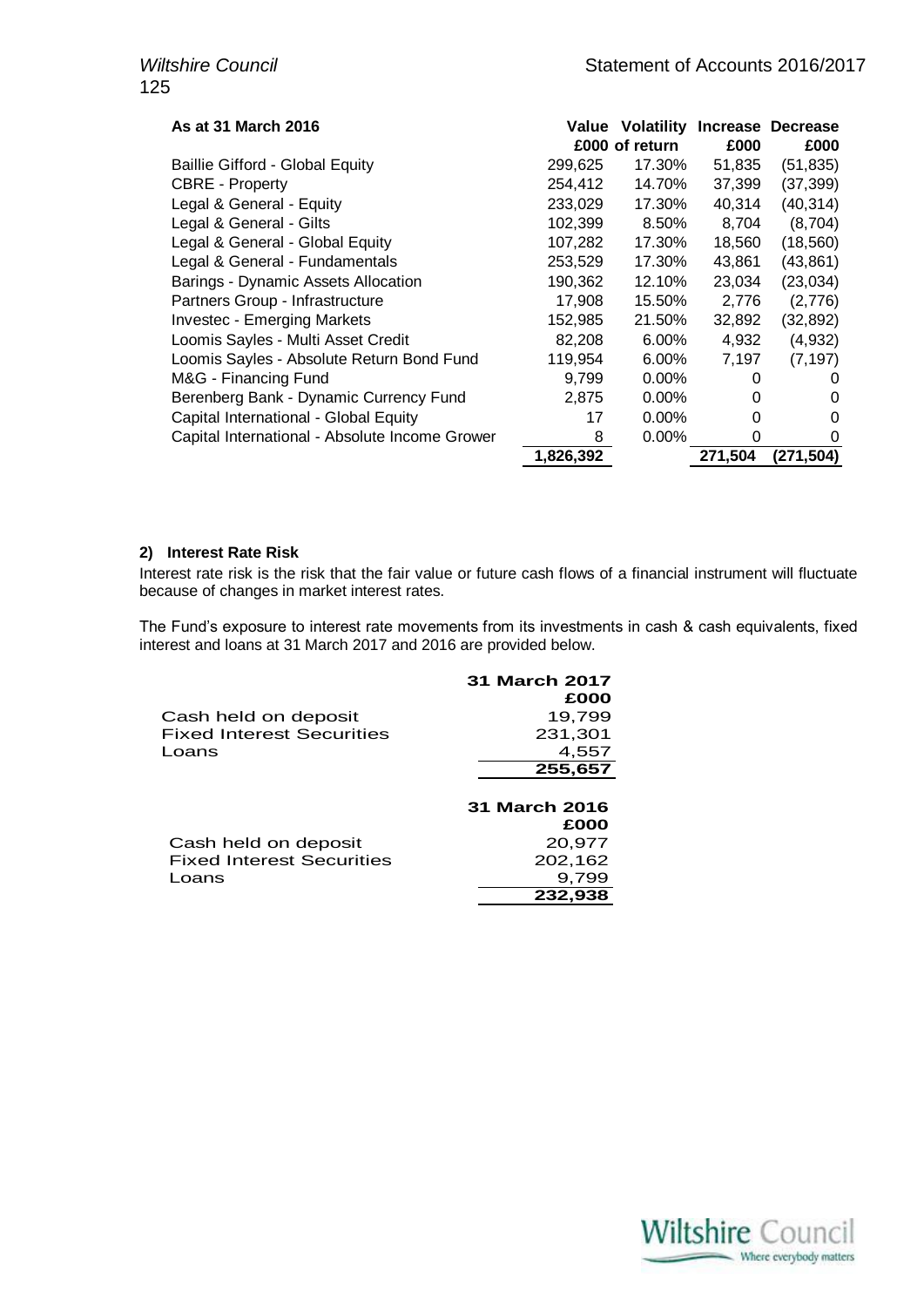| As at 31 March 2016 | Value £000 | Volatility of return | Increase £000 | Decrease £000 |
|---|---|---|---|---|
| Baillie Gifford - Global Equity | 299,625 | 17.30% | 51,835 | (51,835) |
| CBRE - Property | 254,412 | 14.70% | 37,399 | (37,399) |
| Legal & General - Equity | 233,029 | 17.30% | 40,314 | (40,314) |
| Legal & General - Gilts | 102,399 | 8.50% | 8,704 | (8,704) |
| Legal & General - Global Equity | 107,282 | 17.30% | 18,560 | (18,560) |
| Legal & General - Fundamentals | 253,529 | 17.30% | 43,861 | (43,861) |
| Barings - Dynamic Assets Allocation | 190,362 | 12.10% | 23,034 | (23,034) |
| Partners Group - Infrastructure | 17,908 | 15.50% | 2,776 | (2,776) |
| Investec - Emerging Markets | 152,985 | 21.50% | 32,892 | (32,892) |
| Loomis Sayles - Multi Asset Credit | 82,208 | 6.00% | 4,932 | (4,932) |
| Loomis Sayles - Absolute Return Bond Fund | 119,954 | 6.00% | 7,197 | (7,197) |
| M&G - Financing Fund | 9,799 | 0.00% | 0 | 0 |
| Berenberg Bank - Dynamic Currency Fund | 2,875 | 0.00% | 0 | 0 |
| Capital International - Global Equity | 17 | 0.00% | 0 | 0 |
| Capital International - Absolute Income Grower | 8 | 0.00% | 0 | 0 |
| | **1,826,392** | | **271,504** | **(271,504)** |

**2) Interest Rate Risk**

Interest rate risk is the risk that the fair value or future cash flows of a financial instrument will fluctuate because of changes in market interest rates.

The Fund's exposure to interest rate movements from its investments in cash & cash equivalents, fixed interest and loans at 31 March 2017 and 2016 are provided below.

| | 31 March 2017 £000 |
|---|---|
| Cash held on deposit | 19,799 |
| Fixed Interest Securities | 231,301 |
| Loans | 4,557 |
| | **255,657** |

| | 31 March 2016 £000 |
|---|---|
| Cash held on deposit | 20,977 |
| Fixed Interest Securities | 202,162 |
| Loans | 9,799 |
| | **232,938** |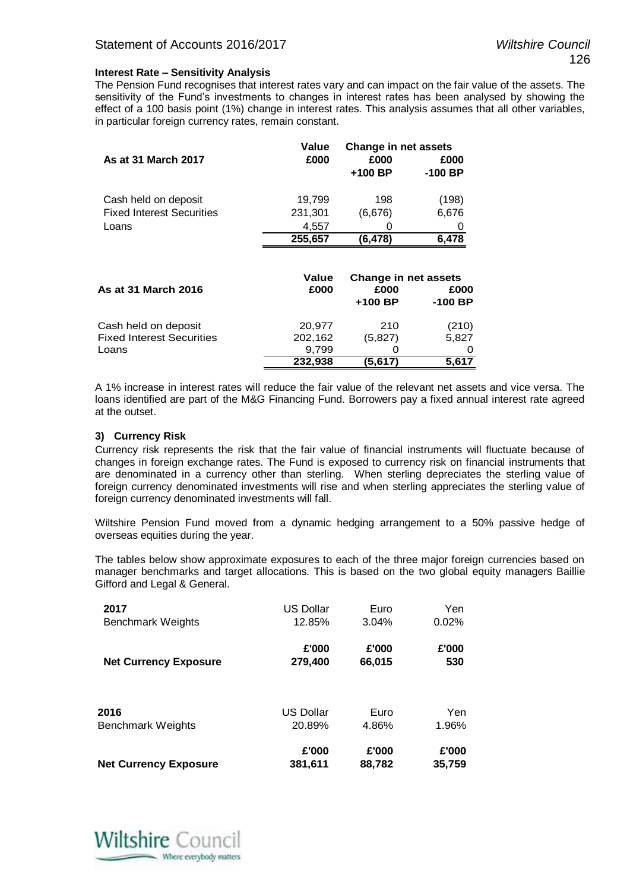**Interest Rate – Sensitivity Analysis**

The Pension Fund recognises that interest rates vary and can impact on the fair value of the assets. The sensitivity of the Fund's investments to changes in interest rates has been analysed by showing the effect of a 100 basis point (1%) change in interest rates. This analysis assumes that all other variables, in particular foreign currency rates, remain constant.

| As at 31 March 2017 | Value £000 | Change in net assets £000 +100 BP | Change in net assets £000 -100 BP |
|---|---|---|---|
| Cash held on deposit | 19,799 | 198 | (198) |
| Fixed Interest Securities | 231,301 | (6,676) | 6,676 |
| Loans | 4,557 | 0 | 0 |
| | **255,657** | **(6,478)** | **6,478** |

| As at 31 March 2016 | Value £000 | Change in net assets £000 +100 BP | Change in net assets £000 -100 BP |
|---|---|---|---|
| Cash held on deposit | 20,977 | 210 | (210) |
| Fixed Interest Securities | 202,162 | (5,827) | 5,827 |
| Loans | 9,799 | 0 | 0 |
| | **232,938** | **(5,617)** | **5,617** |

A 1% increase in interest rates will reduce the fair value of the relevant net assets and vice versa. The loans identified are part of the M&G Financing Fund. Borrowers pay a fixed annual interest rate agreed at the outset.

**3) Currency Risk**

Currency risk represents the risk that the fair value of financial instruments will fluctuate because of changes in foreign exchange rates. The Fund is exposed to currency risk on financial instruments that are denominated in a currency other than sterling. When sterling depreciates the sterling value of foreign currency denominated investments will rise and when sterling appreciates the sterling value of foreign currency denominated investments will fall.

Wiltshire Pension Fund moved from a dynamic hedging arrangement to a 50% passive hedge of overseas equities during the year.

The tables below show approximate exposures to each of the three major foreign currencies based on manager benchmarks and target allocations. This is based on the two global equity managers Baillie Gifford and Legal & General.

| 2017 | US Dollar | Euro | Yen |
|---|---|---|---|
| Benchmark Weights | 12.85% | 3.04% | 0.02% |
| | **£'000** | **£'000** | **£'000** |
| **Net Currency Exposure** | **279,400** | **66,015** | **530** |

| 2016 | US Dollar | Euro | Yen |
|---|---|---|---|
| Benchmark Weights | 20.89% | 4.86% | 1.96% |
| | **£'000** | **£'000** | **£'000** |
| **Net Currency Exposure** | **381,611** | **88,782** | **35,759** |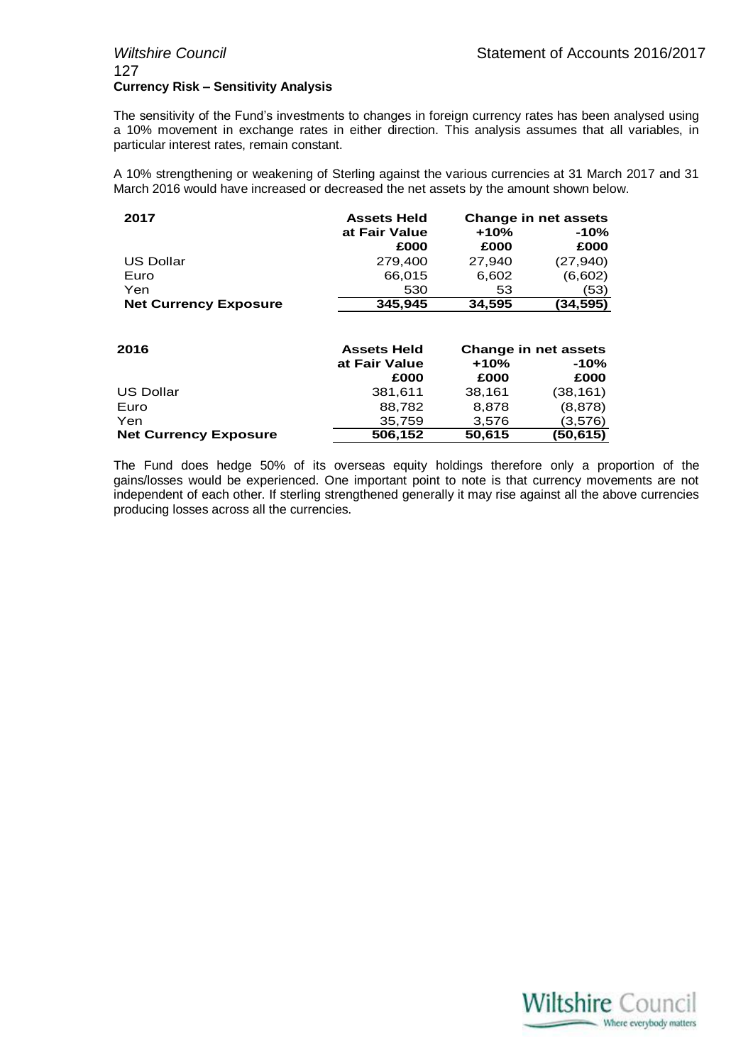**Currency Risk – Sensitivity Analysis**

The sensitivity of the Fund's investments to changes in foreign currency rates has been analysed using a 10% movement in exchange rates in either direction. This analysis assumes that all variables, in particular interest rates, remain constant.

A 10% strengthening or weakening of Sterling against the various currencies at 31 March 2017 and 31 March 2016 would have increased or decreased the net assets by the amount shown below.

| 2017 | Assets Held at Fair Value | Change in net assets | |
|---|---|---|---|
| | | +10% | -10% |
| | £000 | £000 | £000 |
| US Dollar | 279,400 | 27,940 | (27,940) |
| Euro | 66,015 | 6,602 | (6,602) |
| Yen | 530 | 53 | (53) |
| **Net Currency Exposure** | **345,945** | **34,595** | **(34,595)** |

| 2016 | Assets Held at Fair Value | Change in net assets | |
|---|---|---|---|
| | | +10% | -10% |
| | £000 | £000 | £000 |
| US Dollar | 381,611 | 38,161 | (38,161) |
| Euro | 88,782 | 8,878 | (8,878) |
| Yen | 35,759 | 3,576 | (3,576) |
| **Net Currency Exposure** | **506,152** | **50,615** | **(50,615)** |

The Fund does hedge 50% of its overseas equity holdings therefore only a proportion of the gains/losses would be experienced. One important point to note is that currency movements are not independent of each other. If sterling strengthened generally it may rise against all the above currencies producing losses across all the currencies.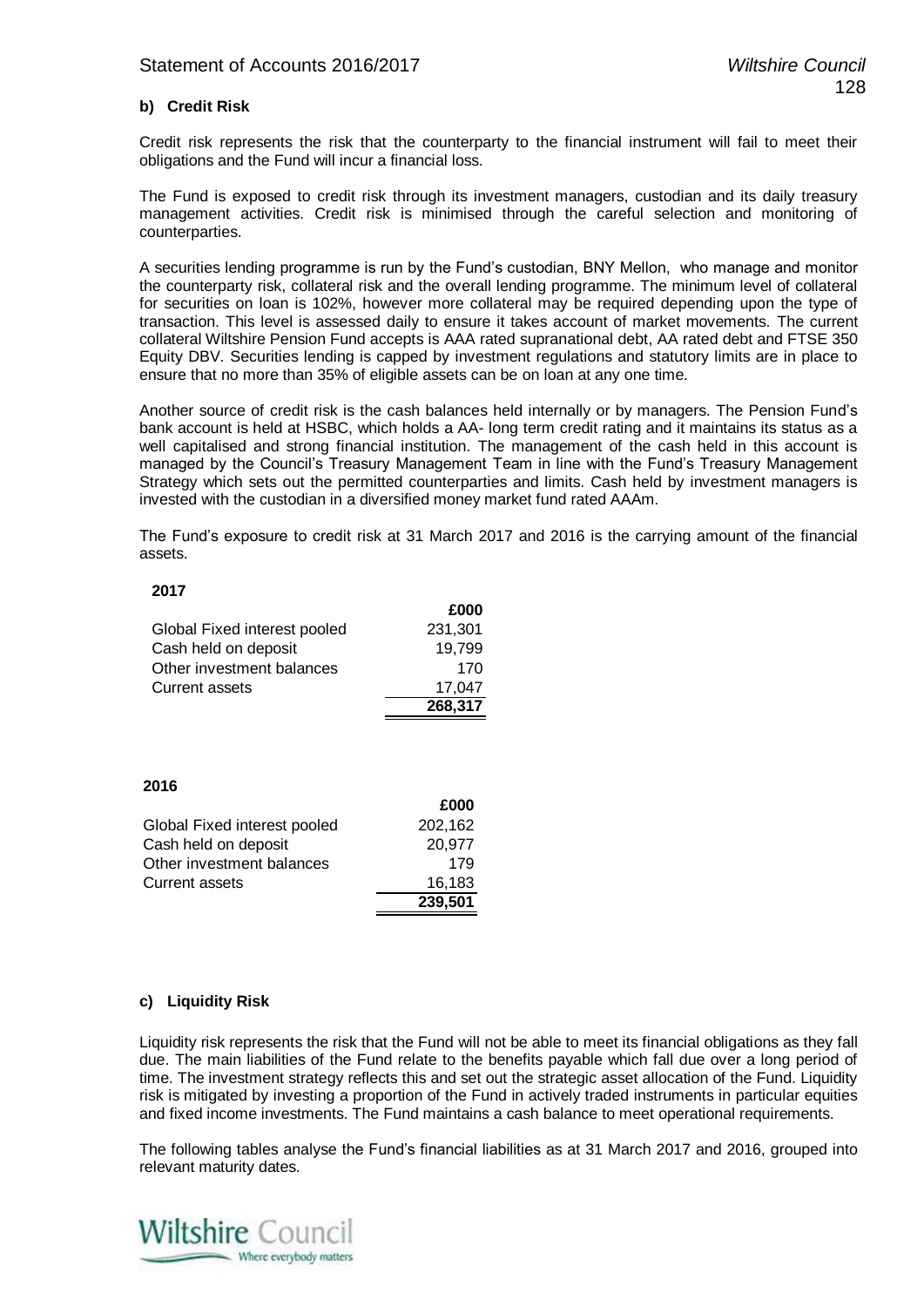### b) Credit Risk

Credit risk represents the risk that the counterparty to the financial instrument will fail to meet their obligations and the Fund will incur a financial loss.

The Fund is exposed to credit risk through its investment managers, custodian and its daily treasury management activities. Credit risk is minimised through the careful selection and monitoring of counterparties.

A securities lending programme is run by the Fund's custodian, BNY Mellon, who manage and monitor the counterparty risk, collateral risk and the overall lending programme. The minimum level of collateral for securities on loan is 102%, however more collateral may be required depending upon the type of transaction. This level is assessed daily to ensure it takes account of market movements. The current collateral Wiltshire Pension Fund accepts is AAA rated supranational debt, AA rated debt and FTSE 350 Equity DBV. Securities lending is capped by investment regulations and statutory limits are in place to ensure that no more than 35% of eligible assets can be on loan at any one time.

Another source of credit risk is the cash balances held internally or by managers. The Pension Fund's bank account is held at HSBC, which holds a AA- long term credit rating and it maintains its status as a well capitalised and strong financial institution. The management of the cash held in this account is managed by the Council's Treasury Management Team in line with the Fund's Treasury Management Strategy which sets out the permitted counterparties and limits. Cash held by investment managers is invested with the custodian in a diversified money market fund rated AAAm.

The Fund's exposure to credit risk at 31 March 2017 and 2016 is the carrying amount of the financial assets.

**2017**

| | £000 |
|---|---|
| Global Fixed interest pooled | 231,301 |
| Cash held on deposit | 19,799 |
| Other investment balances | 170 |
| Current assets | 17,047 |
| | **268,317** |

**2016**

| | £000 |
|---|---|
| Global Fixed interest pooled | 202,162 |
| Cash held on deposit | 20,977 |
| Other investment balances | 179 |
| Current assets | 16,183 |
| | **239,501** |

### c) Liquidity Risk

Liquidity risk represents the risk that the Fund will not be able to meet its financial obligations as they fall due. The main liabilities of the Fund relate to the benefits payable which fall due over a long period of time. The investment strategy reflects this and set out the strategic asset allocation of the Fund. Liquidity risk is mitigated by investing a proportion of the Fund in actively traded instruments in particular equities and fixed income investments. The Fund maintains a cash balance to meet operational requirements.

The following tables analyse the Fund's financial liabilities as at 31 March 2017 and 2016, grouped into relevant maturity dates.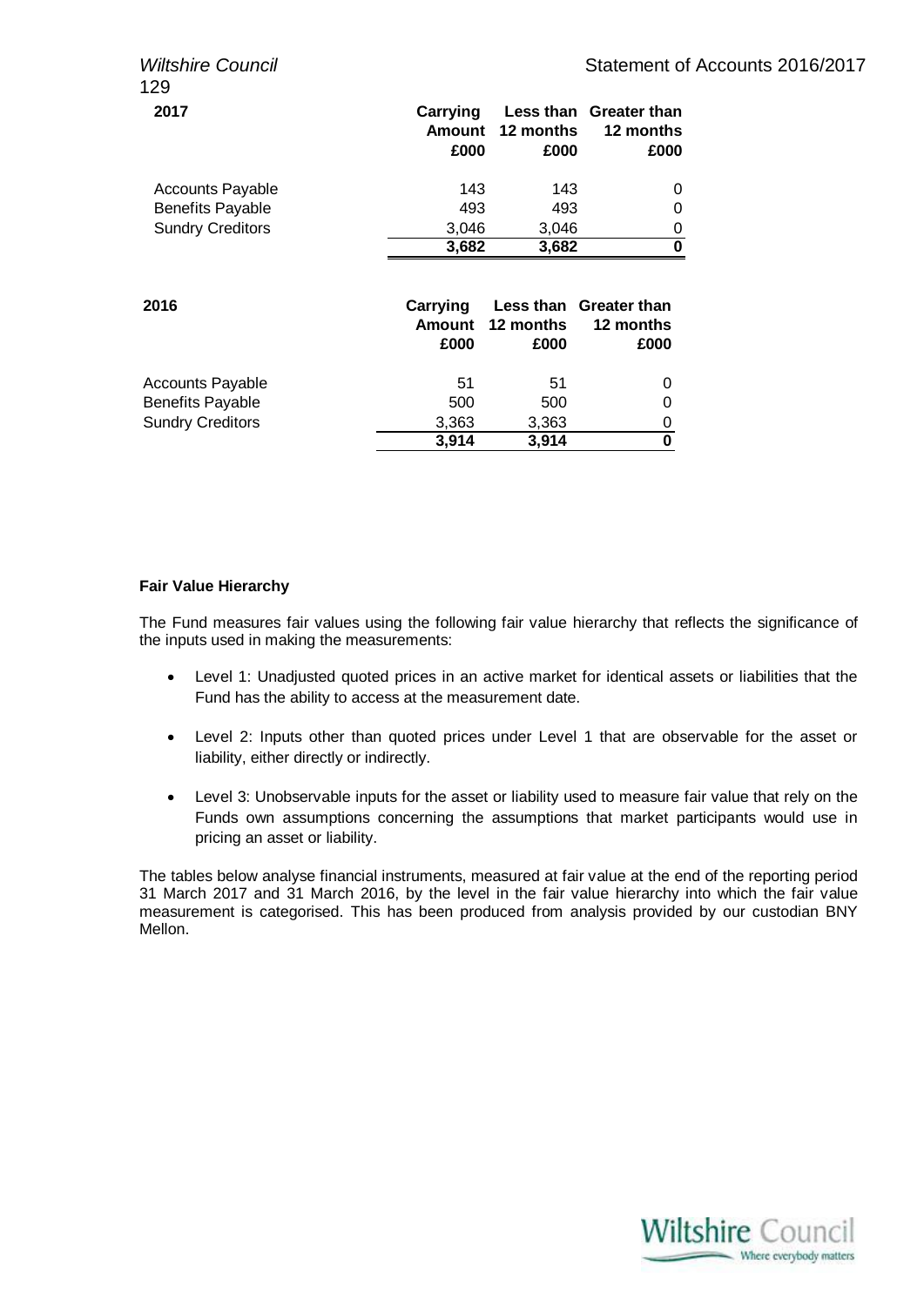| 2017 | Carrying Amount £000 | Less than 12 months £000 | Greater than 12 months £000 |
|---|---|---|---|
| Accounts Payable | 143 | 143 | 0 |
| Benefits Payable | 493 | 493 | 0 |
| Sundry Creditors | 3,046 | 3,046 | 0 |
| | **3,682** | **3,682** | **0** |

| 2016 | Carrying Amount £000 | Less than 12 months £000 | Greater than 12 months £000 |
|---|---|---|---|
| Accounts Payable | 51 | 51 | 0 |
| Benefits Payable | 500 | 500 | 0 |
| Sundry Creditors | 3,363 | 3,363 | 0 |
| | **3,914** | **3,914** | **0** |

**Fair Value Hierarchy**

The Fund measures fair values using the following fair value hierarchy that reflects the significance of the inputs used in making the measurements:

- Level 1: Unadjusted quoted prices in an active market for identical assets or liabilities that the Fund has the ability to access at the measurement date.
- Level 2: Inputs other than quoted prices under Level 1 that are observable for the asset or liability, either directly or indirectly.
- Level 3: Unobservable inputs for the asset or liability used to measure fair value that rely on the Funds own assumptions concerning the assumptions that market participants would use in pricing an asset or liability.

The tables below analyse financial instruments, measured at fair value at the end of the reporting period 31 March 2017 and 31 March 2016, by the level in the fair value hierarchy into which the fair value measurement is categorised. This has been produced from analysis provided by our custodian BNY Mellon.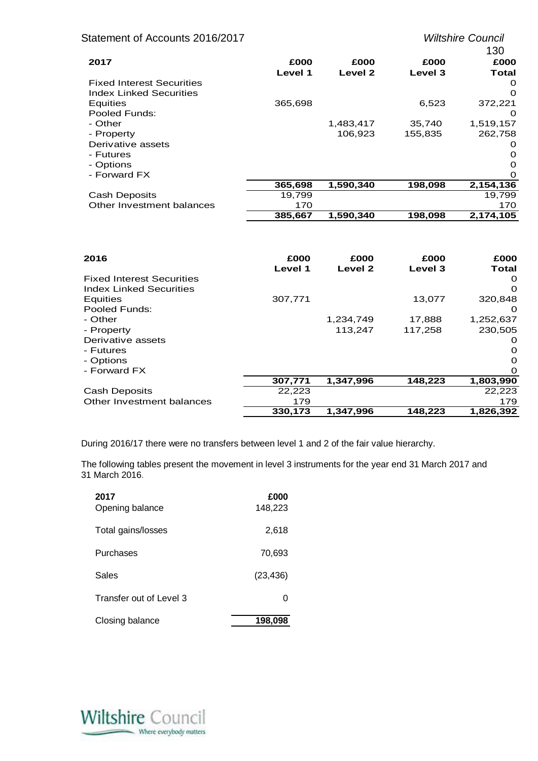| 2017 | £000 Level 1 | £000 Level 2 | £000 Level 3 | £000 Total |
|---|---|---|---|---|
| Fixed Interest Securities | | | | 0 |
| Index Linked Securities | | | | 0 |
| Equities | 365,698 | | 6,523 | 372,221 |
| Pooled Funds: | | | | 0 |
| - Other | | 1,483,417 | 35,740 | 1,519,157 |
| - Property | | 106,923 | 155,835 | 262,758 |
| Derivative assets | | | | 0 |
| - Futures | | | | 0 |
| - Options | | | | 0 |
| - Forward FX | | | | 0 |
| | **365,698** | **1,590,340** | **198,098** | **2,154,136** |
| Cash Deposits | 19,799 | | | 19,799 |
| Other Investment balances | 170 | | | 170 |
| | **385,667** | **1,590,340** | **198,098** | **2,174,105** |

| 2016 | £000 Level 1 | £000 Level 2 | £000 Level 3 | £000 Total |
|---|---|---|---|---|
| Fixed Interest Securities | | | | 0 |
| Index Linked Securities | | | | 0 |
| Equities | 307,771 | | 13,077 | 320,848 |
| Pooled Funds: | | | | 0 |
| - Other | | 1,234,749 | 17,888 | 1,252,637 |
| - Property | | 113,247 | 117,258 | 230,505 |
| Derivative assets | | | | 0 |
| - Futures | | | | 0 |
| - Options | | | | 0 |
| - Forward FX | | | | 0 |
| | **307,771** | **1,347,996** | **148,223** | **1,803,990** |
| Cash Deposits | 22,223 | | | 22,223 |
| Other Investment balances | 179 | | | 179 |
| | **330,173** | **1,347,996** | **148,223** | **1,826,392** |

During 2016/17 there were no transfers between level 1 and 2 of the fair value hierarchy.

The following tables present the movement in level 3 instruments for the year end 31 March 2017 and 31 March 2016.

| 2017 | £000 |
|---|---|
| Opening balance | 148,223 |
| Total gains/losses | 2,618 |
| Purchases | 70,693 |
| Sales | (23,436) |
| Transfer out of Level 3 | 0 |
| Closing balance | **198,098** |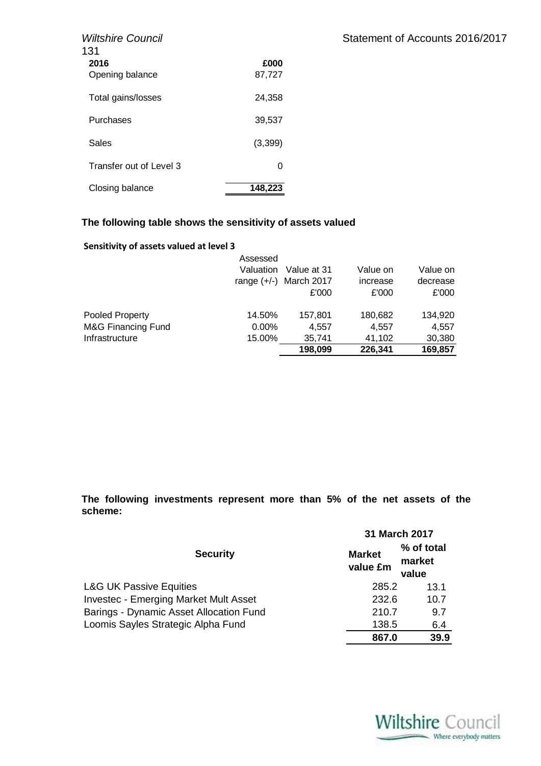| 2016 | £000 |
|---|---|
| Opening balance | 87,727 |
| Total gains/losses | 24,358 |
| Purchases | 39,537 |
| Sales | (3,399) |
| Transfer out of Level 3 | 0 |
| Closing balance | **148,223** |

**The following table shows the sensitivity of assets valued**

**Sensitivity of assets valued at level 3**

| | Assessed Valuation range (+/-) | Value at 31 March 2017 £'000 | Value on increase £'000 | Value on decrease £'000 |
|---|---|---|---|---|
| Pooled Property | 14.50% | 157,801 | 180,682 | 134,920 |
| M&G Financing Fund | 0.00% | 4,557 | 4,557 | 4,557 |
| Infrastructure | 15.00% | 35,741 | 41,102 | 30,380 |
| | | **198,099** | **226,341** | **169,857** |

**The following investments represent more than 5% of the net assets of the scheme:**

| | 31 March 2017 | |
|---|---|---|
| **Security** | **Market value £m** | **% of total market value** |
| L&G UK Passive Equities | 285.2 | 13.1 |
| Investec - Emerging Market Mult Asset | 232.6 | 10.7 |
| Barings - Dynamic Asset Allocation Fund | 210.7 | 9.7 |
| Loomis Sayles Strategic Alpha Fund | 138.5 | 6.4 |
| | **867.0** | **39.9** |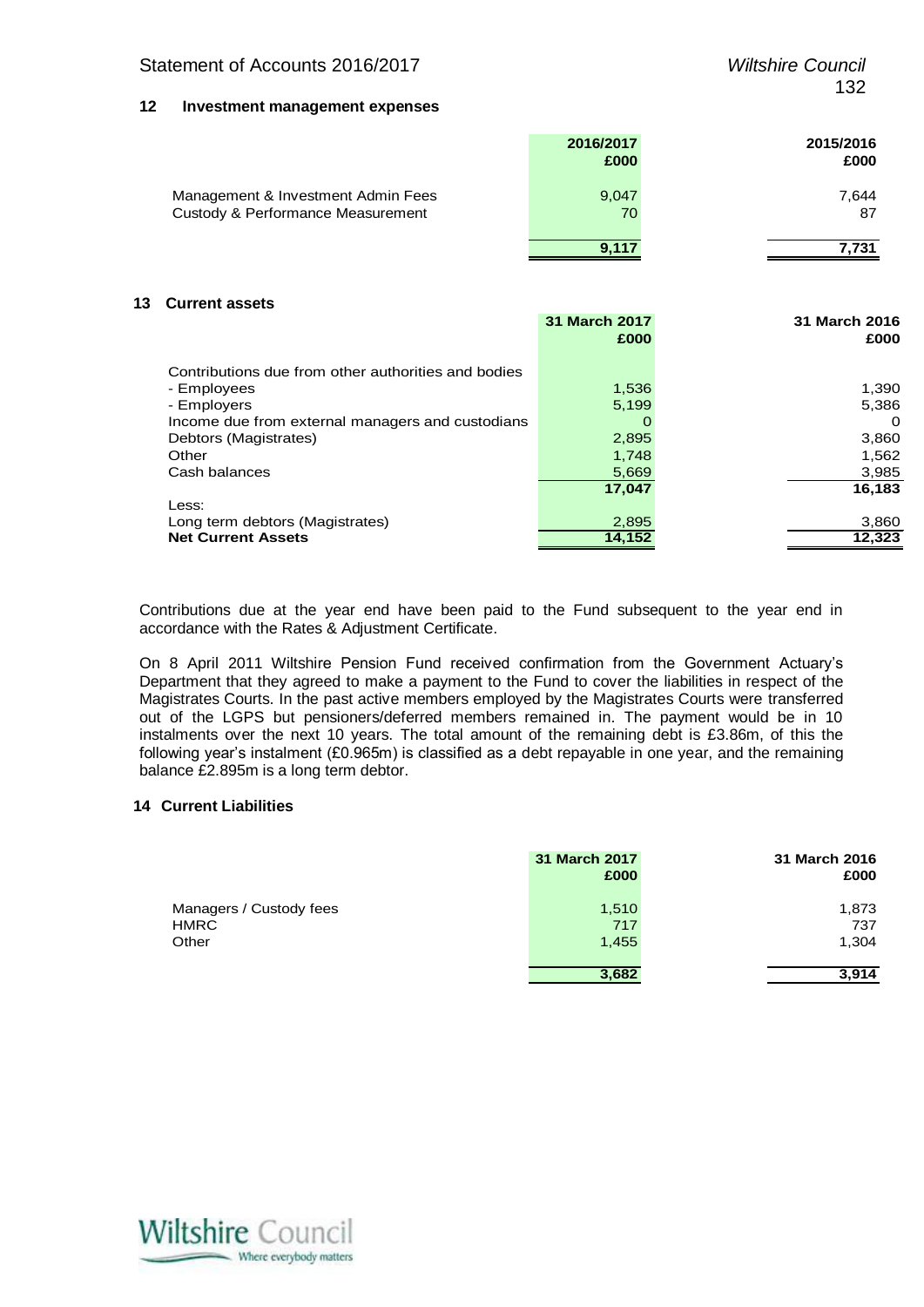## 12 Investment management expenses

| | 2016/2017 £000 | 2015/2016 £000 |
|---|---|---|
| Management & Investment Admin Fees | 9,047 | 7,644 |
| Custody & Performance Measurement | 70 | 87 |
| | **9,117** | **7,731** |

## 13 Current assets

| | 31 March 2017 £000 | 31 March 2016 £000 |
|---|---|---|
| Contributions due from other authorities and bodies | | |
| - Employees | 1,536 | 1,390 |
| - Employers | 5,199 | 5,386 |
| Income due from external managers and custodians | 0 | 0 |
| Debtors (Magistrates) | 2,895 | 3,860 |
| Other | 1,748 | 1,562 |
| Cash balances | 5,669 | 3,985 |
| | **17,047** | **16,183** |
| Less: | | |
| Long term debtors (Magistrates) | 2,895 | 3,860 |
| **Net Current Assets** | **14,152** | **12,323** |

Contributions due at the year end have been paid to the Fund subsequent to the year end in accordance with the Rates & Adjustment Certificate.

On 8 April 2011 Wiltshire Pension Fund received confirmation from the Government Actuary's Department that they agreed to make a payment to the Fund to cover the liabilities in respect of the Magistrates Courts. In the past active members employed by the Magistrates Courts were transferred out of the LGPS but pensioners/deferred members remained in. The payment would be in 10 instalments over the next 10 years. The total amount of the remaining debt is £3.86m, of this the following year's instalment (£0.965m) is classified as a debt repayable in one year, and the remaining balance £2.895m is a long term debtor.

## 14 Current Liabilities

| | 31 March 2017 £000 | 31 March 2016 £000 |
|---|---|---|
| Managers / Custody fees | 1,510 | 1,873 |
| HMRC | 717 | 737 |
| Other | 1,455 | 1,304 |
| | **3,682** | **3,914** |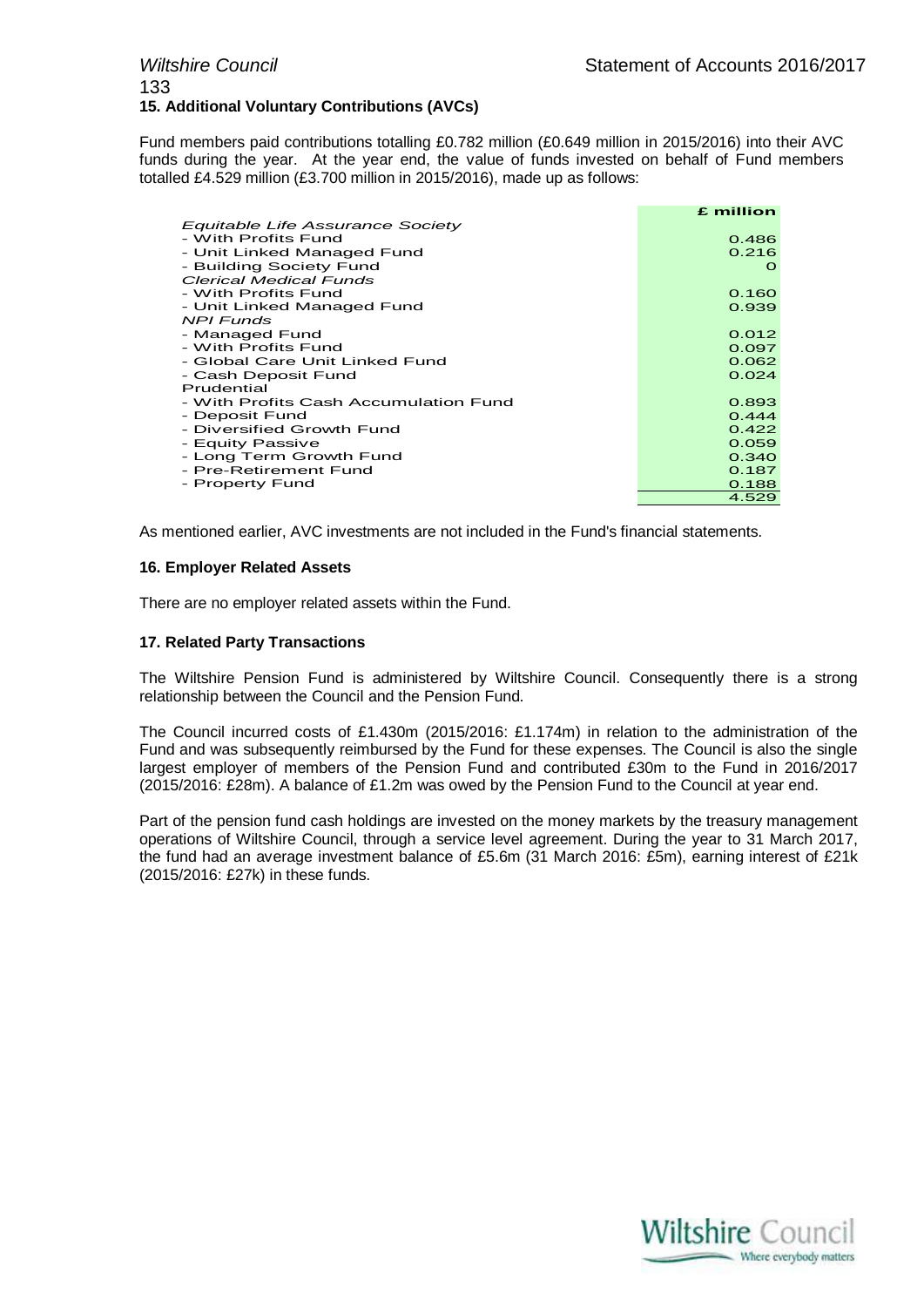### 15. Additional Voluntary Contributions (AVCs)

Fund members paid contributions totalling £0.782 million (£0.649 million in 2015/2016) into their AVC funds during the year. At the year end, the value of funds invested on behalf of Fund members totalled £4.529 million (£3.700 million in 2015/2016), made up as follows:

| | £ million |
|---|---|
| *Equitable Life Assurance Society* | |
| - With Profits Fund | 0.486 |
| - Unit Linked Managed Fund | 0.216 |
| - Building Society Fund | 0 |
| *Clerical Medical Funds* | |
| - With Profits Fund | 0.160 |
| - Unit Linked Managed Fund | 0.939 |
| *NPI Funds* | |
| - Managed Fund | 0.012 |
| - With Profits Fund | 0.097 |
| - Global Care Unit Linked Fund | 0.062 |
| - Cash Deposit Fund | 0.024 |
| Prudential | |
| - With Profits Cash Accumulation Fund | 0.893 |
| - Deposit Fund | 0.444 |
| - Diversified Growth Fund | 0.422 |
| - Equity Passive | 0.059 |
| - Long Term Growth Fund | 0.340 |
| - Pre-Retirement Fund | 0.187 |
| - Property Fund | 0.188 |
| | 4.529 |

As mentioned earlier, AVC investments are not included in the Fund's financial statements.

### 16. Employer Related Assets

There are no employer related assets within the Fund.

### 17. Related Party Transactions

The Wiltshire Pension Fund is administered by Wiltshire Council. Consequently there is a strong relationship between the Council and the Pension Fund.

The Council incurred costs of £1.430m (2015/2016: £1.174m) in relation to the administration of the Fund and was subsequently reimbursed by the Fund for these expenses. The Council is also the single largest employer of members of the Pension Fund and contributed £30m to the Fund in 2016/2017 (2015/2016: £28m). A balance of £1.2m was owed by the Pension Fund to the Council at year end.

Part of the pension fund cash holdings are invested on the money markets by the treasury management operations of Wiltshire Council, through a service level agreement. During the year to 31 March 2017, the fund had an average investment balance of £5.6m (31 March 2016: £5m), earning interest of £21k (2015/2016: £27k) in these funds.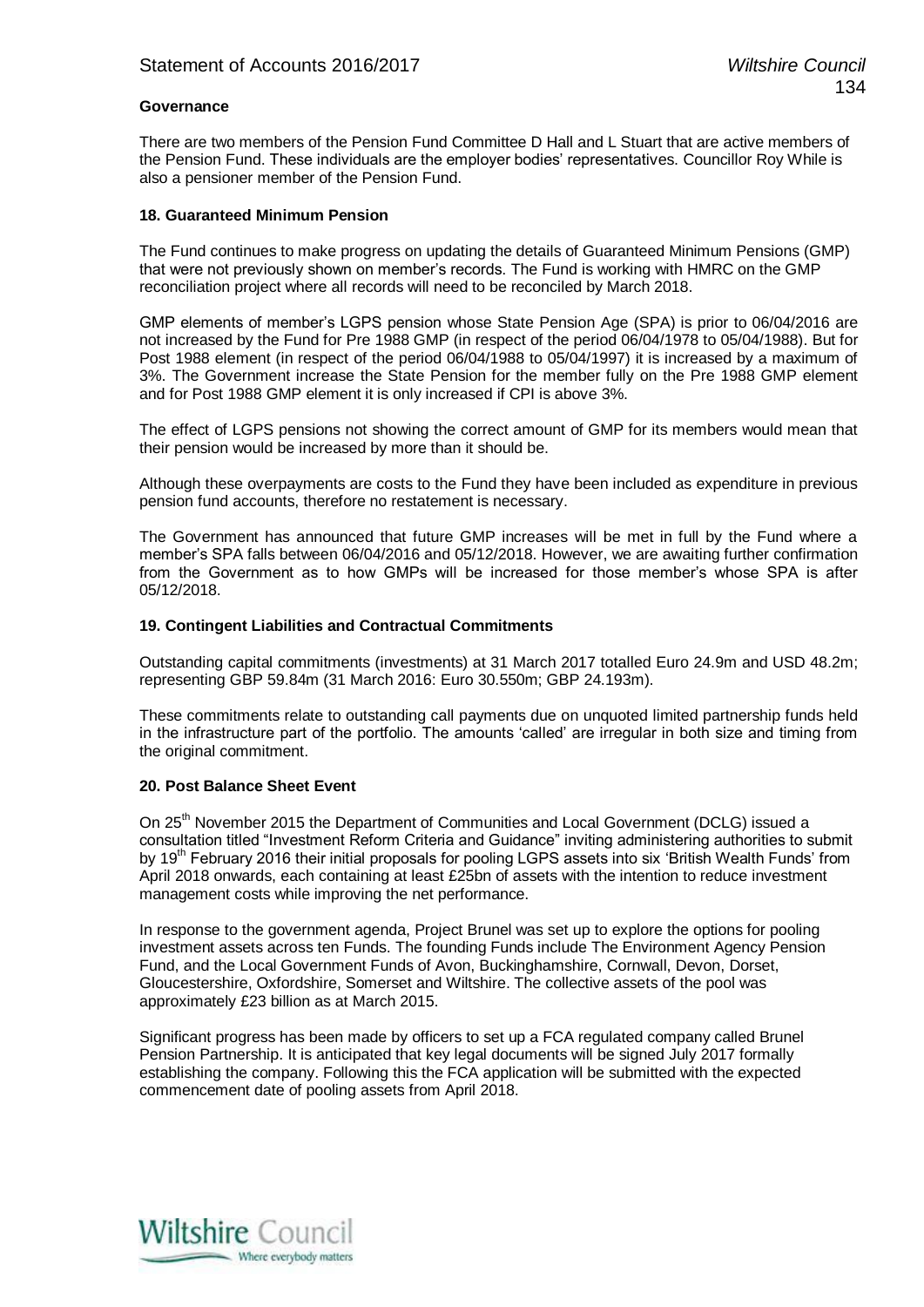**Governance**

There are two members of the Pension Fund Committee D Hall and L Stuart that are active members of the Pension Fund. These individuals are the employer bodies' representatives. Councillor Roy While is also a pensioner member of the Pension Fund.

**18. Guaranteed Minimum Pension**

The Fund continues to make progress on updating the details of Guaranteed Minimum Pensions (GMP) that were not previously shown on member's records. The Fund is working with HMRC on the GMP reconciliation project where all records will need to be reconciled by March 2018.

GMP elements of member's LGPS pension whose State Pension Age (SPA) is prior to 06/04/2016 are not increased by the Fund for Pre 1988 GMP (in respect of the period 06/04/1978 to 05/04/1988). But for Post 1988 element (in respect of the period 06/04/1988 to 05/04/1997) it is increased by a maximum of 3%. The Government increase the State Pension for the member fully on the Pre 1988 GMP element and for Post 1988 GMP element it is only increased if CPI is above 3%.

The effect of LGPS pensions not showing the correct amount of GMP for its members would mean that their pension would be increased by more than it should be.

Although these overpayments are costs to the Fund they have been included as expenditure in previous pension fund accounts, therefore no restatement is necessary.

The Government has announced that future GMP increases will be met in full by the Fund where a member's SPA falls between 06/04/2016 and 05/12/2018. However, we are awaiting further confirmation from the Government as to how GMPs will be increased for those member's whose SPA is after 05/12/2018.

**19. Contingent Liabilities and Contractual Commitments**

Outstanding capital commitments (investments) at 31 March 2017 totalled Euro 24.9m and USD 48.2m; representing GBP 59.84m (31 March 2016: Euro 30.550m; GBP 24.193m).

These commitments relate to outstanding call payments due on unquoted limited partnership funds held in the infrastructure part of the portfolio. The amounts 'called' are irregular in both size and timing from the original commitment.

**20. Post Balance Sheet Event**

On 25th November 2015 the Department of Communities and Local Government (DCLG) issued a consultation titled "Investment Reform Criteria and Guidance" inviting administering authorities to submit by 19th February 2016 their initial proposals for pooling LGPS assets into six 'British Wealth Funds' from April 2018 onwards, each containing at least £25bn of assets with the intention to reduce investment management costs while improving the net performance.

In response to the government agenda, Project Brunel was set up to explore the options for pooling investment assets across ten Funds. The founding Funds include The Environment Agency Pension Fund, and the Local Government Funds of Avon, Buckinghamshire, Cornwall, Devon, Dorset, Gloucestershire, Oxfordshire, Somerset and Wiltshire. The collective assets of the pool was approximately £23 billion as at March 2015.

Significant progress has been made by officers to set up a FCA regulated company called Brunel Pension Partnership. It is anticipated that key legal documents will be signed July 2017 formally establishing the company. Following this the FCA application will be submitted with the expected commencement date of pooling assets from April 2018.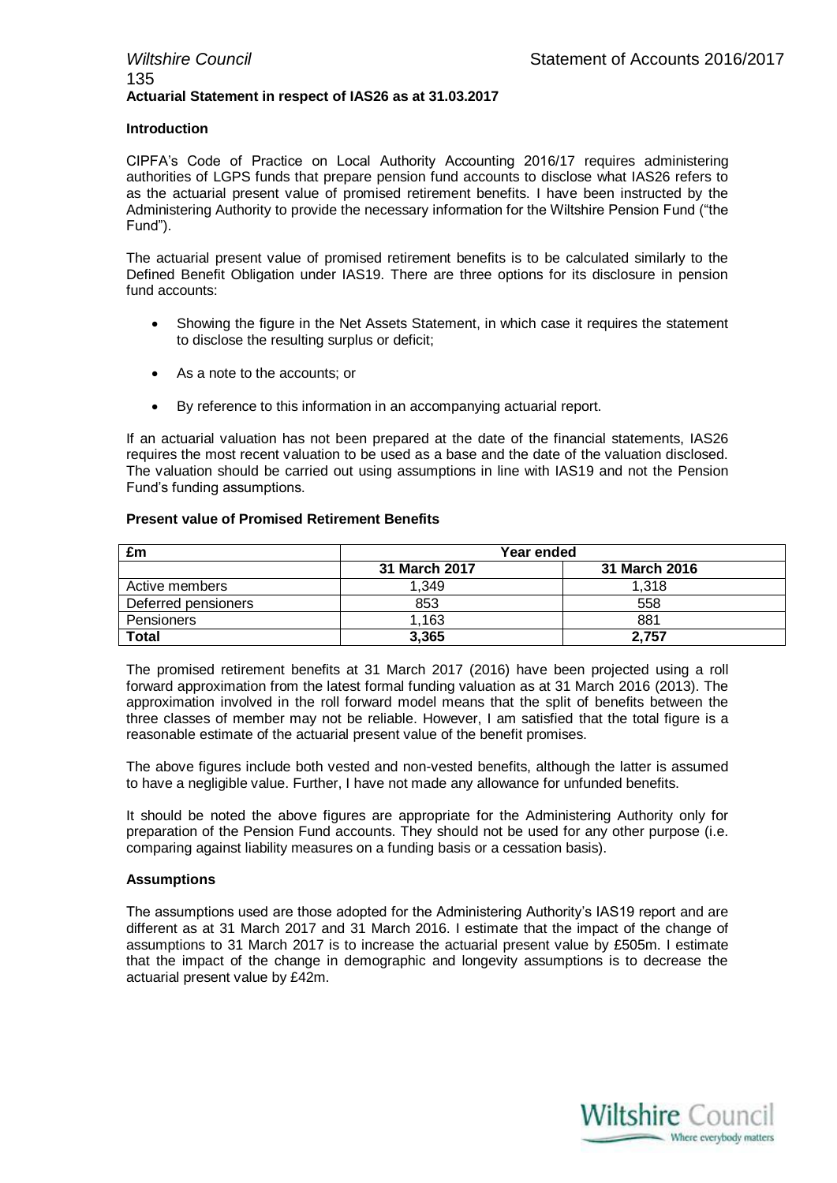## Actuarial Statement in respect of IAS26 as at 31.03.2017

### Introduction

CIPFA's Code of Practice on Local Authority Accounting 2016/17 requires administering authorities of LGPS funds that prepare pension fund accounts to disclose what IAS26 refers to as the actuarial present value of promised retirement benefits. I have been instructed by the Administering Authority to provide the necessary information for the Wiltshire Pension Fund ("the Fund").

The actuarial present value of promised retirement benefits is to be calculated similarly to the Defined Benefit Obligation under IAS19. There are three options for its disclosure in pension fund accounts:

- Showing the figure in the Net Assets Statement, in which case it requires the statement to disclose the resulting surplus or deficit;
- As a note to the accounts; or
- By reference to this information in an accompanying actuarial report.

If an actuarial valuation has not been prepared at the date of the financial statements, IAS26 requires the most recent valuation to be used as a base and the date of the valuation disclosed. The valuation should be carried out using assumptions in line with IAS19 and not the Pension Fund's funding assumptions.

### Present value of Promised Retirement Benefits

| £m | Year ended | |
|---|---|---|
| | 31 March 2017 | 31 March 2016 |
| Active members | 1,349 | 1,318 |
| Deferred pensioners | 853 | 558 |
| Pensioners | 1,163 | 881 |
| **Total** | **3,365** | **2,757** |

The promised retirement benefits at 31 March 2017 (2016) have been projected using a roll forward approximation from the latest formal funding valuation as at 31 March 2016 (2013). The approximation involved in the roll forward model means that the split of benefits between the three classes of member may not be reliable. However, I am satisfied that the total figure is a reasonable estimate of the actuarial present value of the benefit promises.

The above figures include both vested and non-vested benefits, although the latter is assumed to have a negligible value. Further, I have not made any allowance for unfunded benefits.

It should be noted the above figures are appropriate for the Administering Authority only for preparation of the Pension Fund accounts. They should not be used for any other purpose (i.e. comparing against liability measures on a funding basis or a cessation basis).

### Assumptions

The assumptions used are those adopted for the Administering Authority's IAS19 report and are different as at 31 March 2017 and 31 March 2016. I estimate that the impact of the change of assumptions to 31 March 2017 is to increase the actuarial present value by £505m. I estimate that the impact of the change in demographic and longevity assumptions is to decrease the actuarial present value by £42m.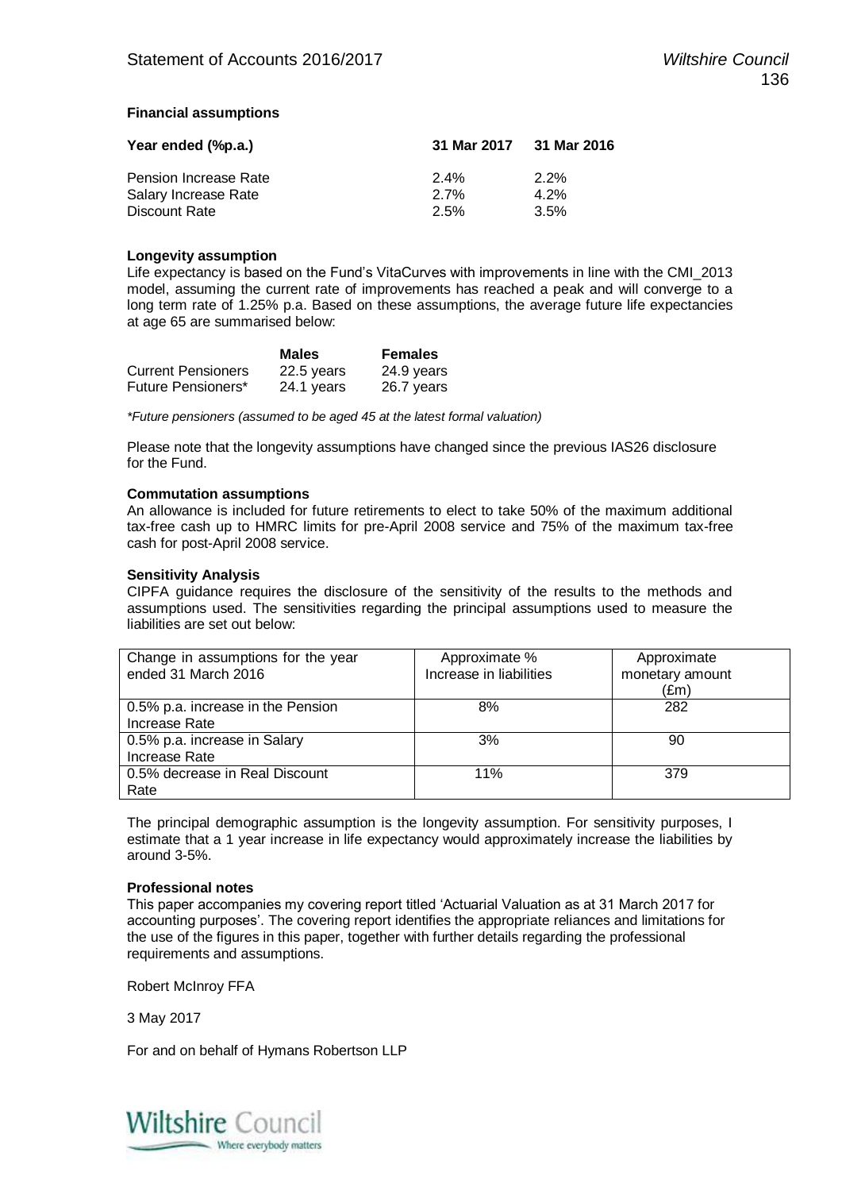**Financial assumptions**

| Year ended (%p.a.) | 31 Mar 2017 | 31 Mar 2016 |
|---|---|---|
| Pension Increase Rate | 2.4% | 2.2% |
| Salary Increase Rate | 2.7% | 4.2% |
| Discount Rate | 2.5% | 3.5% |

**Longevity assumption**

Life expectancy is based on the Fund's VitaCurves with improvements in line with the CMI_2013 model, assuming the current rate of improvements has reached a peak and will converge to a long term rate of 1.25% p.a. Based on these assumptions, the average future life expectancies at age 65 are summarised below:

| | Males | Females |
|---|---|---|
| Current Pensioners | 22.5 years | 24.9 years |
| Future Pensioners* | 24.1 years | 26.7 years |

*\*Future pensioners (assumed to be aged 45 at the latest formal valuation)*

Please note that the longevity assumptions have changed since the previous IAS26 disclosure for the Fund.

**Commutation assumptions**

An allowance is included for future retirements to elect to take 50% of the maximum additional tax-free cash up to HMRC limits for pre-April 2008 service and 75% of the maximum tax-free cash for post-April 2008 service.

**Sensitivity Analysis**

CIPFA guidance requires the disclosure of the sensitivity of the results to the methods and assumptions used. The sensitivities regarding the principal assumptions used to measure the liabilities are set out below:

| Change in assumptions for the year ended 31 March 2016 | Approximate % Increase in liabilities | Approximate monetary amount (£m) |
|---|---|---|
| 0.5% p.a. increase in the Pension Increase Rate | 8% | 282 |
| 0.5% p.a. increase in Salary Increase Rate | 3% | 90 |
| 0.5% decrease in Real Discount Rate | 11% | 379 |

The principal demographic assumption is the longevity assumption. For sensitivity purposes, I estimate that a 1 year increase in life expectancy would approximately increase the liabilities by around 3-5%.

**Professional notes**

This paper accompanies my covering report titled 'Actuarial Valuation as at 31 March 2017 for accounting purposes'. The covering report identifies the appropriate reliances and limitations for the use of the figures in this paper, together with further details regarding the professional requirements and assumptions.

Robert McInroy FFA

3 May 2017

For and on behalf of Hymans Robertson LLP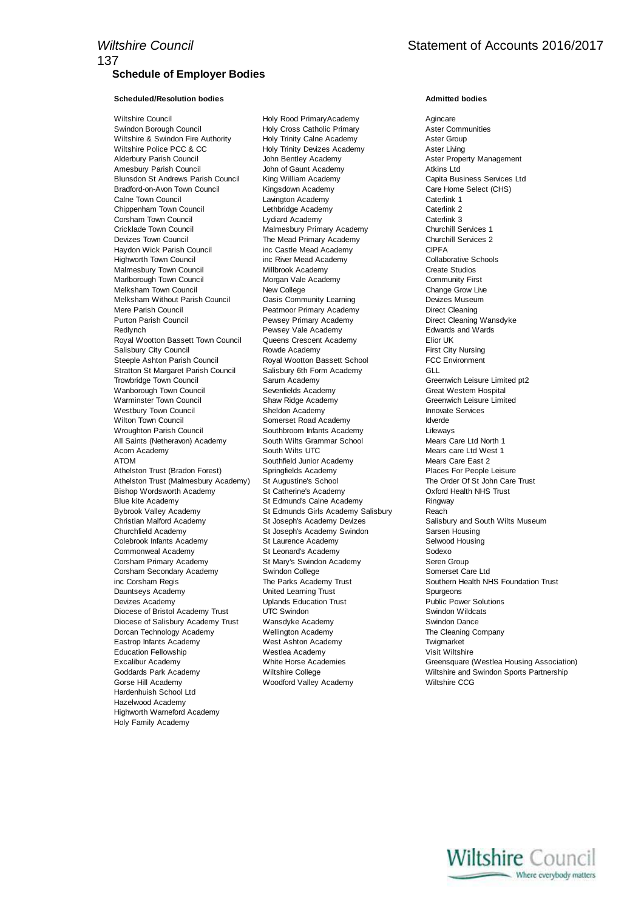## Schedule of Employer Bodies

### Scheduled/Resolution bodies

Wiltshire Council
Swindon Borough Council
Wiltshire & Swindon Fire Authority
Wiltshire Police PCC & CC
Alderbury Parish Council
Amesbury Parish Council
Blunsdon St Andrews Parish Council
Bradford-on-Avon Town Council
Calne Town Council
Chippenham Town Council
Corsham Town Council
Cricklade Town Council
Devizes Town Council
Haydon Wick Parish Council
Highworth Town Council
Malmesbury Town Council
Marlborough Town Council
Melksham Town Council
Melksham Without Parish Council
Mere Parish Council
Purton Parish Council
Redlynch
Royal Wootton Bassett Town Council
Salisbury City Council
Steeple Ashton Parish Council
Stratton St Margaret Parish Council
Trowbridge Town Council
Wanborough Town Council
Warminster Town Council
Westbury Town Council
Wilton Town Council
Wroughton Parish Council
All Saints (Netheravon) Academy
Acorn Academy
ATOM
Athelston Trust (Bradon Forest)
Athelston Trust (Malmesbury Academy)
Bishop Wordsworth Academy
Blue kite Academy
Bybrook Valley Academy
Christian Malford Academy
Churchfield Academy
Colebrook Infants Academy
Commonweal Academy
Corsham Primary Academy
Corsham Secondary Academy
inc Corsham Regis
Dauntseys Academy
Devizes Academy
Diocese of Bristol Academy Trust
Diocese of Salisbury Academy Trust
Dorcan Technology Academy
Eastrop Infants Academy
Education Fellowship
Excalibur Academy
Goddards Park Academy
Gorse Hill Academy
Hardenhuish School Ltd
Hazelwood Academy
Highworth Warneford Academy
Holy Family Academy
Holy Rood PrimaryAcademy
Holy Cross Catholic Primary
Holy Trinity Calne Academy
Holy Trinity Devizes Academy
John Bentley Academy
John of Gaunt Academy
King William Academy
Kingsdown Academy
Lavington Academy
Lethbridge Academy
Lydiard Academy
Malmesbury Primary Academy
The Mead Primary Academy
inc Castle Mead Academy
inc River Mead Academy
Millbrook Academy
Morgan Vale Academy
New College
Oasis Community Learning
Peatmoor Primary Academy
Pewsey Primary Academy
Pewsey Vale Academy
Queens Crescent Academy
Rowde Academy
Royal Wootton Bassett School
Salisbury 6th Form Academy
Sarum Academy
Sevenfields Academy
Shaw Ridge Academy
Sheldon Academy
Somerset Road Academy
Southbroom Infants Academy
South Wilts Grammar School
South Wilts UTC
Southfield Junior Academy
Springfields Academy
St Augustine's School
St Catherine's Academy
St Edmund's Calne Academy
St Edmunds Girls Academy Salisbury
St Joseph's Academy Devizes
St Joseph's Academy Swindon
St Laurence Academy
St Leonard's Academy
St Mary's Swindon Academy
Swindon College
The Parks Academy Trust
United Learning Trust
Uplands Education Trust
UTC Swindon
Wansdyke Academy
Wellington Academy
West Ashton Academy
Westlea Academy
White Horse Academies
Wiltshire College
Woodford Valley Academy

### Admitted bodies

Agincare
Aster Communities
Aster Group
Aster Living
Aster Property Management
Atkins Ltd
Capita Business Services Ltd
Care Home Select (CHS)
Caterlink 1
Caterlink 2
Caterlink 3
Churchill Services 1
Churchill Services 2
CIPFA
Collaborative Schools
Create Studios
Community First
Change Grow Live
Devizes Museum
Direct Cleaning
Direct Cleaning Wansdyke
Edwards and Wards
Elior UK
First City Nursing
FCC Environment
GLL
Greenwich Leisure Limited pt2
Great Western Hospital
Greenwich Leisure Limited
Innovate Services
Idverde
Lifeways
Mears Care Ltd North 1
Mears care Ltd West 1
Mears Care East 2
Places For People Leisure
The Order Of St John Care Trust
Oxford Health NHS Trust
Ringway
Reach
Salisbury and South Wilts Museum
Sarsen Housing
Selwood Housing
Sodexo
Seren Group
Somerset Care Ltd
Southern Health NHS Foundation Trust
Spurgeons
Public Power Solutions
Swindon Wildcats
Swindon Dance
The Cleaning Company
Twigmarket
Visit Wiltshire
Greensquare (Westlea Housing Association)
Wiltshire and Swindon Sports Partnership
Wiltshire CCG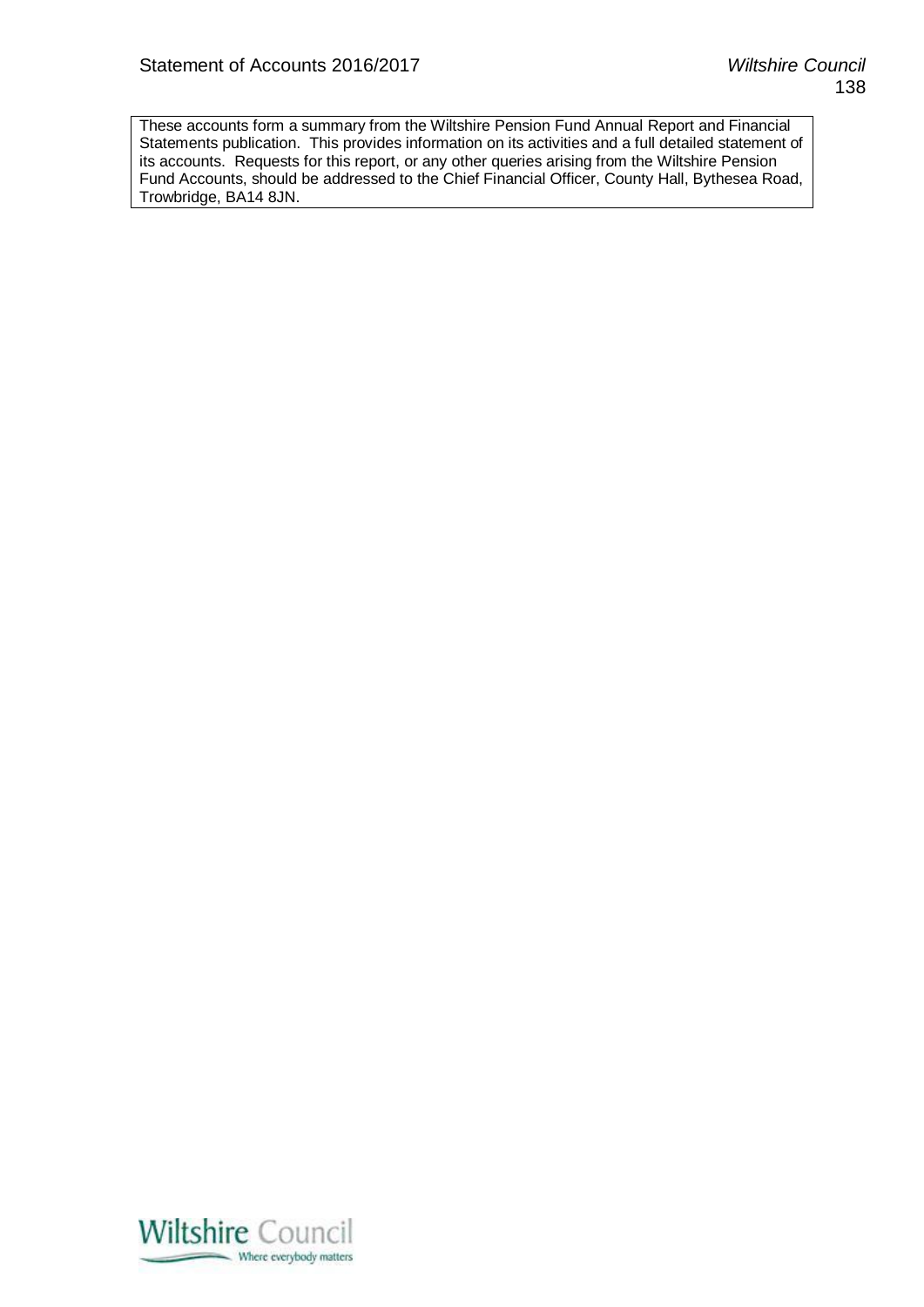These accounts form a summary from the Wiltshire Pension Fund Annual Report and Financial Statements publication. This provides information on its activities and a full detailed statement of its accounts. Requests for this report, or any other queries arising from the Wiltshire Pension Fund Accounts, should be addressed to the Chief Financial Officer, County Hall, Bythesea Road, Trowbridge, BA14 8JN.